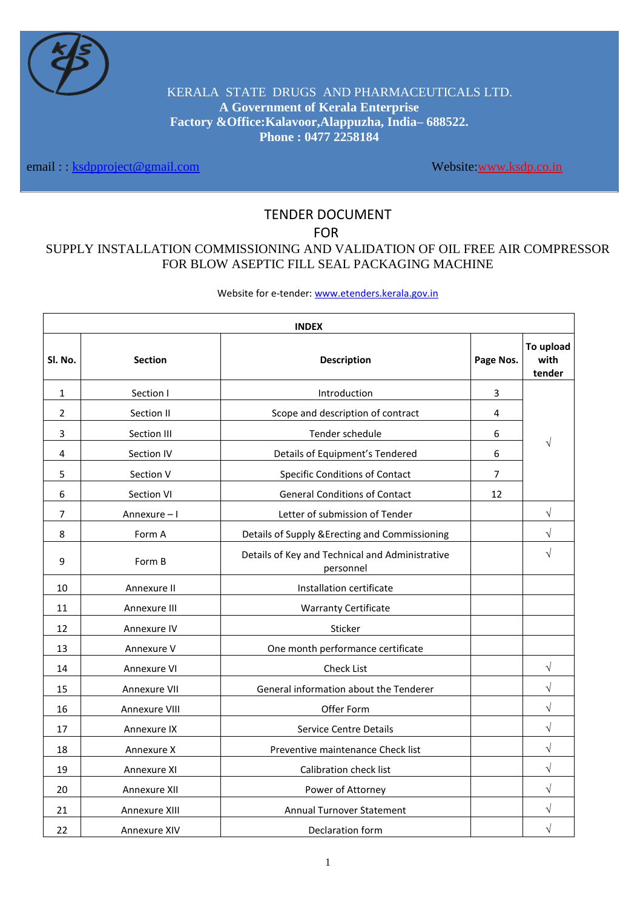KERALA STATE DRUGS AND PHARMACEUTICALS LTD.

**A Government of Kerala Enterprise**

**Factory &Office:Kalavoor,Alappuzha, India– 688522.**

**Phone : 0477 2258184**

email : : ksdpproject@gmail.com

Website:www.ksdp.co.in

# TENDER DOCUMENT

# FOR

## SUPPLY INSTALLATION COMMISSIONING AND VALIDATION OF OIL FREE AIR COMPRESSOR FOR BLOW ASEPTIC FILL SEAL PACKAGING MACHINE

Website for e-tender: www.etenders.kerala.gov.in

| INDEX | | | | |
|---|---|---|---|---|
| **Sl. No.** | **Section** | **Description** | **Page Nos.** | **To upload with tender** |
| 1 | Section I | Introduction | 3 | √ |
| 2 | Section II | Scope and description of contract | 4 | |
| 3 | Section III | Tender schedule | 6 | |
| 4 | Section IV | Details of Equipment's Tendered | 6 | |
| 5 | Section V | Specific Conditions of Contact | 7 | |
| 6 | Section VI | General Conditions of Contact | 12 | |
| 7 | Annexure – I | Letter of submission of Tender | | √ |
| 8 | Form A | Details of Supply &Erecting and Commissioning | | √ |
| 9 | Form B | Details of Key and Technical and Administrative personnel | | √ |
| 10 | Annexure II | Installation certificate | | |
| 11 | Annexure III | Warranty Certificate | | |
| 12 | Annexure IV | Sticker | | |
| 13 | Annexure V | One month performance certificate | | |
| 14 | Annexure VI | Check List | | √ |
| 15 | Annexure VII | General information about the Tenderer | | √ |
| 16 | Annexure VIII | Offer Form | | √ |
| 17 | Annexure IX | Service Centre Details | | √ |
| 18 | Annexure X | Preventive maintenance Check list | | √ |
| 19 | Annexure XI | Calibration check list | | √ |
| 20 | Annexure XII | Power of Attorney | | √ |
| 21 | Annexure XIII | Annual Turnover Statement | | √ |
| 22 | Annexure XIV | Declaration form | | √ |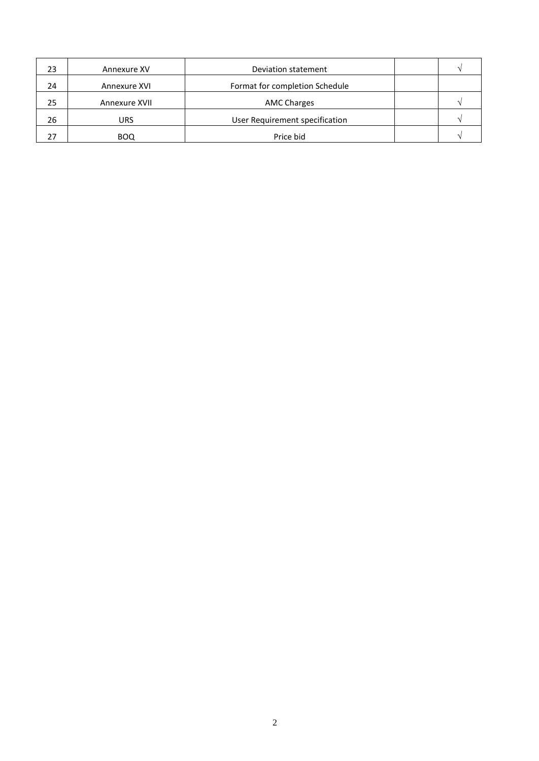| 23 | Annexure XV | Deviation statement | | √ |
|---|---|---|---|---|
| 24 | Annexure XVI | Format for completion Schedule | | |
| 25 | Annexure XVII | AMC Charges | | √ |
| 26 | URS | User Requirement specification | | √ |
| 27 | BOQ | Price bid | | √ |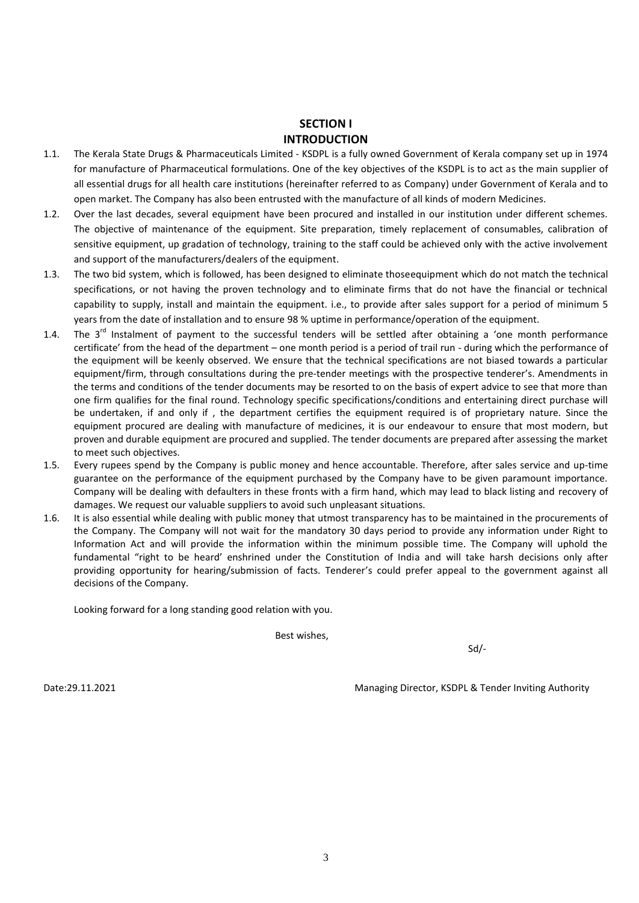# SECTION I

# INTRODUCTION

1.1. The Kerala State Drugs & Pharmaceuticals Limited - KSDPL is a fully owned Government of Kerala company set up in 1974 for manufacture of Pharmaceutical formulations. One of the key objectives of the KSDPL is to act as the main supplier of all essential drugs for all health care institutions (hereinafter referred to as Company) under Government of Kerala and to open market. The Company has also been entrusted with the manufacture of all kinds of modern Medicines.

1.2. Over the last decades, several equipment have been procured and installed in our institution under different schemes. The objective of maintenance of the equipment. Site preparation, timely replacement of consumables, calibration of sensitive equipment, up gradation of technology, training to the staff could be achieved only with the active involvement and support of the manufacturers/dealers of the equipment.

1.3. The two bid system, which is followed, has been designed to eliminate thoseequipment which do not match the technical specifications, or not having the proven technology and to eliminate firms that do not have the financial or technical capability to supply, install and maintain the equipment. i.e., to provide after sales support for a period of minimum 5 years from the date of installation and to ensure 98 % uptime in performance/operation of the equipment.

1.4. The 3rd Instalment of payment to the successful tenders will be settled after obtaining a 'one month performance certificate' from the head of the department – one month period is a period of trail run - during which the performance of the equipment will be keenly observed. We ensure that the technical specifications are not biased towards a particular equipment/firm, through consultations during the pre-tender meetings with the prospective tenderer's. Amendments in the terms and conditions of the tender documents may be resorted to on the basis of expert advice to see that more than one firm qualifies for the final round. Technology specific specifications/conditions and entertaining direct purchase will be undertaken, if and only if , the department certifies the equipment required is of proprietary nature. Since the equipment procured are dealing with manufacture of medicines, it is our endeavour to ensure that most modern, but proven and durable equipment are procured and supplied. The tender documents are prepared after assessing the market to meet such objectives.

1.5. Every rupees spend by the Company is public money and hence accountable. Therefore, after sales service and up-time guarantee on the performance of the equipment purchased by the Company have to be given paramount importance. Company will be dealing with defaulters in these fronts with a firm hand, which may lead to black listing and recovery of damages. We request our valuable suppliers to avoid such unpleasant situations.

1.6. It is also essential while dealing with public money that utmost transparency has to be maintained in the procurements of the Company. The Company will not wait for the mandatory 30 days period to provide any information under Right to Information Act and will provide the information within the minimum possible time. The Company will uphold the fundamental "right to be heard' enshrined under the Constitution of India and will take harsh decisions only after providing opportunity for hearing/submission of facts. Tenderer's could prefer appeal to the government against all decisions of the Company.

Looking forward for a long standing good relation with you.

Best wishes,

Sd/-

Date:29.11.2021

Managing Director, KSDPL & Tender Inviting Authority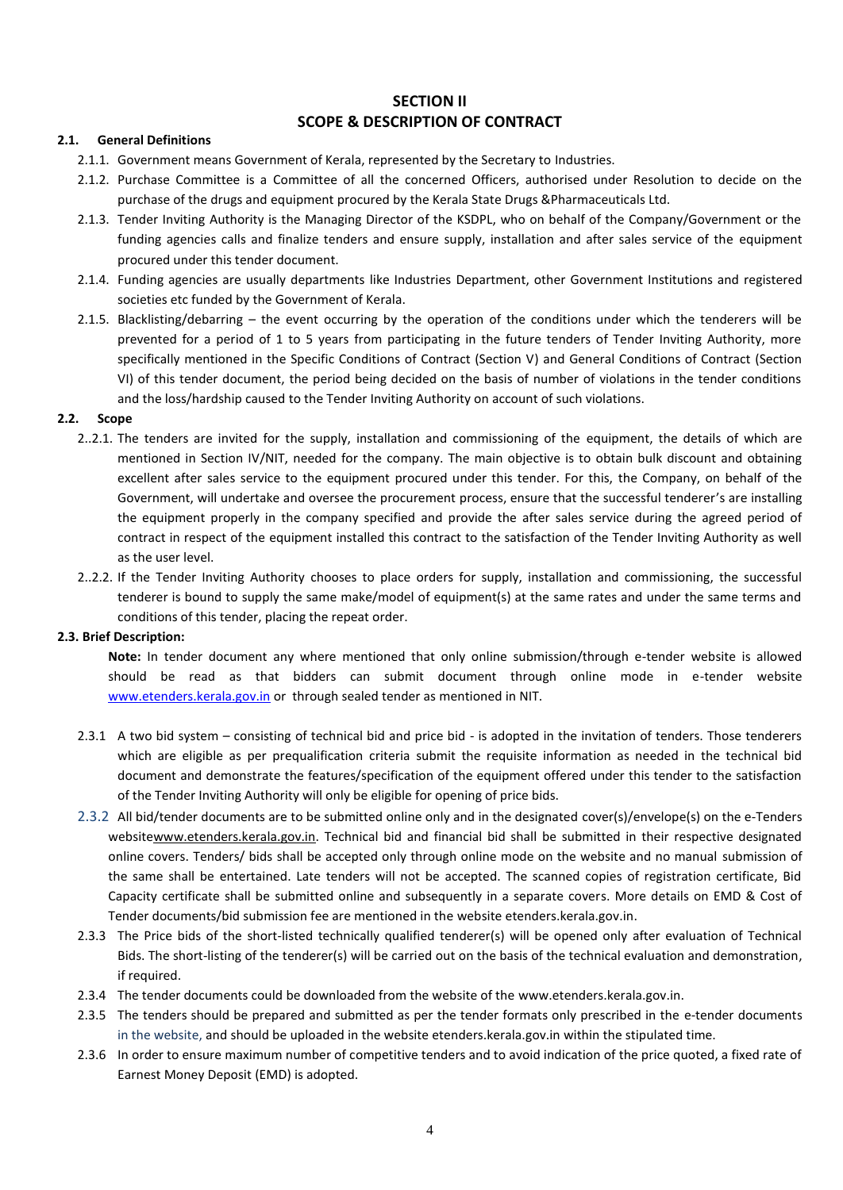# SECTION II
# SCOPE & DESCRIPTION OF CONTRACT

**2.1. General Definitions**

2.1.1. Government means Government of Kerala, represented by the Secretary to Industries.

2.1.2. Purchase Committee is a Committee of all the concerned Officers, authorised under Resolution to decide on the purchase of the drugs and equipment procured by the Kerala State Drugs &Pharmaceuticals Ltd.

2.1.3. Tender Inviting Authority is the Managing Director of the KSDPL, who on behalf of the Company/Government or the funding agencies calls and finalize tenders and ensure supply, installation and after sales service of the equipment procured under this tender document.

2.1.4. Funding agencies are usually departments like Industries Department, other Government Institutions and registered societies etc funded by the Government of Kerala.

2.1.5. Blacklisting/debarring – the event occurring by the operation of the conditions under which the tenderers will be prevented for a period of 1 to 5 years from participating in the future tenders of Tender Inviting Authority, more specifically mentioned in the Specific Conditions of Contract (Section V) and General Conditions of Contract (Section VI) of this tender document, the period being decided on the basis of number of violations in the tender conditions and the loss/hardship caused to the Tender Inviting Authority on account of such violations.

**2.2. Scope**

2..2.1. The tenders are invited for the supply, installation and commissioning of the equipment, the details of which are mentioned in Section IV/NIT, needed for the company. The main objective is to obtain bulk discount and obtaining excellent after sales service to the equipment procured under this tender. For this, the Company, on behalf of the Government, will undertake and oversee the procurement process, ensure that the successful tenderer's are installing the equipment properly in the company specified and provide the after sales service during the agreed period of contract in respect of the equipment installed this contract to the satisfaction of the Tender Inviting Authority as well as the user level.

2..2.2. If the Tender Inviting Authority chooses to place orders for supply, installation and commissioning, the successful tenderer is bound to supply the same make/model of equipment(s) at the same rates and under the same terms and conditions of this tender, placing the repeat order.

**2.3. Brief Description:**

**Note:** In tender document any where mentioned that only online submission/through e-tender website is allowed should be read as that bidders can submit document through online mode in e-tender website www.etenders.kerala.gov.in or through sealed tender as mentioned in NIT.

2.3.1 A two bid system – consisting of technical bid and price bid - is adopted in the invitation of tenders. Those tenderers which are eligible as per prequalification criteria submit the requisite information as needed in the technical bid document and demonstrate the features/specification of the equipment offered under this tender to the satisfaction of the Tender Inviting Authority will only be eligible for opening of price bids.

2.3.2 All bid/tender documents are to be submitted online only and in the designated cover(s)/envelope(s) on the e-Tenders websitewww.etenders.kerala.gov.in. Technical bid and financial bid shall be submitted in their respective designated online covers. Tenders/ bids shall be accepted only through online mode on the website and no manual submission of the same shall be entertained. Late tenders will not be accepted. The scanned copies of registration certificate, Bid Capacity certificate shall be submitted online and subsequently in a separate covers. More details on EMD & Cost of Tender documents/bid submission fee are mentioned in the website etenders.kerala.gov.in.

2.3.3 The Price bids of the short-listed technically qualified tenderer(s) will be opened only after evaluation of Technical Bids. The short-listing of the tenderer(s) will be carried out on the basis of the technical evaluation and demonstration, if required.

2.3.4 The tender documents could be downloaded from the website of the www.etenders.kerala.gov.in.

2.3.5 The tenders should be prepared and submitted as per the tender formats only prescribed in the e-tender documents in the website, and should be uploaded in the website etenders.kerala.gov.in within the stipulated time.

2.3.6 In order to ensure maximum number of competitive tenders and to avoid indication of the price quoted, a fixed rate of Earnest Money Deposit (EMD) is adopted.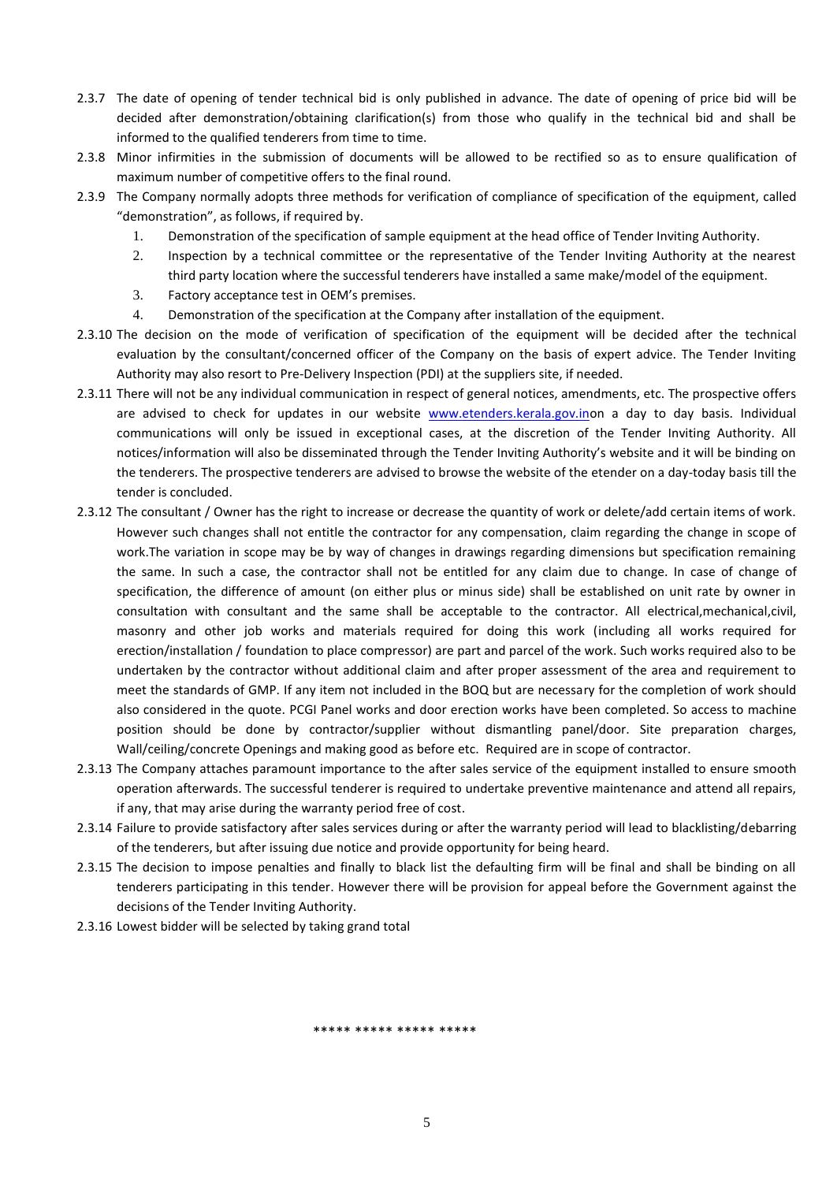2.3.7 The date of opening of tender technical bid is only published in advance. The date of opening of price bid will be decided after demonstration/obtaining clarification(s) from those who qualify in the technical bid and shall be informed to the qualified tenderers from time to time.

2.3.8 Minor infirmities in the submission of documents will be allowed to be rectified so as to ensure qualification of maximum number of competitive offers to the final round.

2.3.9 The Company normally adopts three methods for verification of compliance of specification of the equipment, called "demonstration", as follows, if required by.

1. Demonstration of the specification of sample equipment at the head office of Tender Inviting Authority.
2. Inspection by a technical committee or the representative of the Tender Inviting Authority at the nearest third party location where the successful tenderers have installed a same make/model of the equipment.
3. Factory acceptance test in OEM's premises.
4. Demonstration of the specification at the Company after installation of the equipment.

2.3.10 The decision on the mode of verification of specification of the equipment will be decided after the technical evaluation by the consultant/concerned officer of the Company on the basis of expert advice. The Tender Inviting Authority may also resort to Pre-Delivery Inspection (PDI) at the suppliers site, if needed.

2.3.11 There will not be any individual communication in respect of general notices, amendments, etc. The prospective offers are advised to check for updates in our website www.etenders.kerala.gov.inon a day to day basis. Individual communications will only be issued in exceptional cases, at the discretion of the Tender Inviting Authority. All notices/information will also be disseminated through the Tender Inviting Authority's website and it will be binding on the tenderers. The prospective tenderers are advised to browse the website of the etender on a day-today basis till the tender is concluded.

2.3.12 The consultant / Owner has the right to increase or decrease the quantity of work or delete/add certain items of work. However such changes shall not entitle the contractor for any compensation, claim regarding the change in scope of work.The variation in scope may be by way of changes in drawings regarding dimensions but specification remaining the same. In such a case, the contractor shall not be entitled for any claim due to change. In case of change of specification, the difference of amount (on either plus or minus side) shall be established on unit rate by owner in consultation with consultant and the same shall be acceptable to the contractor. All electrical,mechanical,civil, masonry and other job works and materials required for doing this work (including all works required for erection/installation / foundation to place compressor) are part and parcel of the work. Such works required also to be undertaken by the contractor without additional claim and after proper assessment of the area and requirement to meet the standards of GMP. If any item not included in the BOQ but are necessary for the completion of work should also considered in the quote. PCGI Panel works and door erection works have been completed. So access to machine position should be done by contractor/supplier without dismantling panel/door. Site preparation charges, Wall/ceiling/concrete Openings and making good as before etc. Required are in scope of contractor.

2.3.13 The Company attaches paramount importance to the after sales service of the equipment installed to ensure smooth operation afterwards. The successful tenderer is required to undertake preventive maintenance and attend all repairs, if any, that may arise during the warranty period free of cost.

2.3.14 Failure to provide satisfactory after sales services during or after the warranty period will lead to blacklisting/debarring of the tenderers, but after issuing due notice and provide opportunity for being heard.

2.3.15 The decision to impose penalties and finally to black list the defaulting firm will be final and shall be binding on all tenderers participating in this tender. However there will be provision for appeal before the Government against the decisions of the Tender Inviting Authority.

2.3.16 Lowest bidder will be selected by taking grand total

***** ***** ***** *****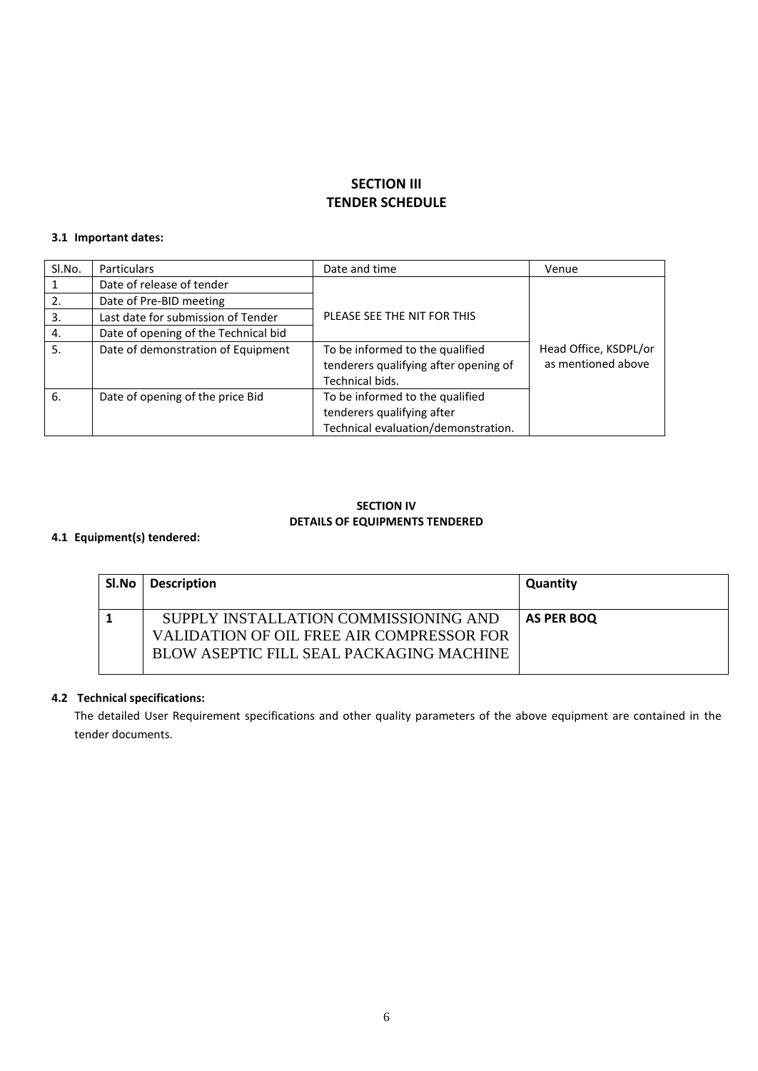## SECTION III
## TENDER SCHEDULE

**3.1 Important dates:**

| Sl.No. | Particulars | Date and time | Venue |
|---|---|---|---|
| 1 | Date of release of tender | PLEASE SEE THE NIT FOR THIS | Head Office, KSDPL/or as mentioned above |
| 2. | Date of Pre-BID meeting | | |
| 3. | Last date for submission of Tender | | |
| 4. | Date of opening of the Technical bid | | |
| 5. | Date of demonstration of Equipment | To be informed to the qualified tenderers qualifying after opening of Technical bids. | |
| 6. | Date of opening of the price Bid | To be informed to the qualified tenderers qualifying after Technical evaluation/demonstration. | |

**SECTION IV**
**DETAILS OF EQUIPMENTS TENDERED**

**4.1 Equipment(s) tendered:**

| Sl.No | Description | Quantity |
|---|---|---|
| **1** | SUPPLY INSTALLATION COMMISSIONING AND VALIDATION OF OIL FREE AIR COMPRESSOR FOR BLOW ASEPTIC FILL SEAL PACKAGING MACHINE | **AS PER BOQ** |

**4.2 Technical specifications:**

The detailed User Requirement specifications and other quality parameters of the above equipment are contained in the tender documents.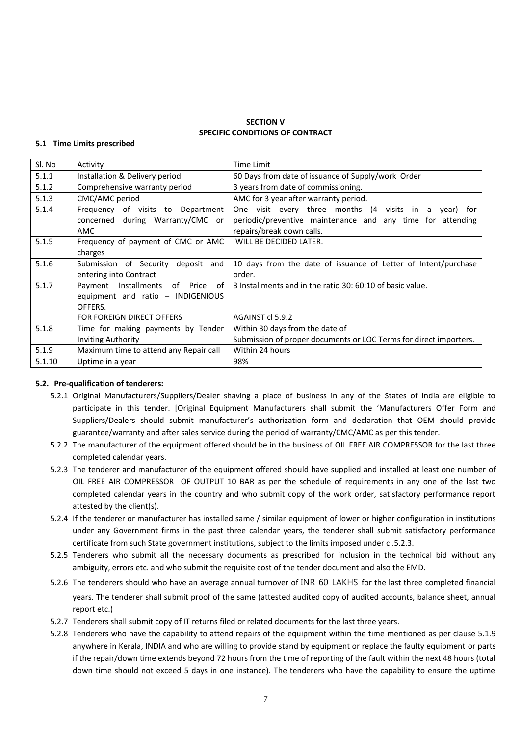**SECTION V**
**SPECIFIC CONDITIONS OF CONTRACT**

**5.1 Time Limits prescribed**

| Sl. No | Activity | Time Limit |
|---|---|---|
| 5.1.1 | Installation & Delivery period | 60 Days from date of issuance of Supply/work Order |
| 5.1.2 | Comprehensive warranty period | 3 years from date of commissioning. |
| 5.1.3 | CMC/AMC period | AMC for 3 year after warranty period. |
| 5.1.4 | Frequency of visits to Department concerned during Warranty/CMC or AMC | One visit every three months (4 visits in a year) for periodic/preventive maintenance and any time for attending repairs/break down calls. |
| 5.1.5 | Frequency of payment of CMC or AMC charges | WILL BE DECIDED LATER. |
| 5.1.6 | Submission of Security deposit and entering into Contract | 10 days from the date of issuance of Letter of Intent/purchase order. |
| 5.1.7 | Payment Installments of Price of equipment and ratio – INDIGENIOUS OFFERS.<br>FOR FOREIGN DIRECT OFFERS | 3 Installments and in the ratio 30: 60:10 of basic value.<br>AGAINST cl 5.9.2 |
| 5.1.8 | Time for making payments by Tender Inviting Authority | Within 30 days from the date of Submission of proper documents or LOC Terms for direct importers. |
| 5.1.9 | Maximum time to attend any Repair call | Within 24 hours |
| 5.1.10 | Uptime in a year | 98% |

**5.2. Pre-qualification of tenderers:**

5.2.1 Original Manufacturers/Suppliers/Dealer shaving a place of business in any of the States of India are eligible to participate in this tender. [Original Equipment Manufacturers shall submit the 'Manufacturers Offer Form and Suppliers/Dealers should submit manufacturer's authorization form and declaration that OEM should provide guarantee/warranty and after sales service during the period of warranty/CMC/AMC as per this tender.

5.2.2 The manufacturer of the equipment offered should be in the business of OIL FREE AIR COMPRESSOR for the last three completed calendar years.

5.2.3 The tenderer and manufacturer of the equipment offered should have supplied and installed at least one number of OIL FREE AIR COMPRESSOR OF OUTPUT 10 BAR as per the schedule of requirements in any one of the last two completed calendar years in the country and who submit copy of the work order, satisfactory performance report attested by the client(s).

5.2.4 If the tenderer or manufacturer has installed same / similar equipment of lower or higher configuration in institutions under any Government firms in the past three calendar years, the tenderer shall submit satisfactory performance certificate from such State government institutions, subject to the limits imposed under cl.5.2.3.

5.2.5 Tenderers who submit all the necessary documents as prescribed for inclusion in the technical bid without any ambiguity, errors etc. and who submit the requisite cost of the tender document and also the EMD.

5.2.6 The tenderers should who have an average annual turnover of INR 60 LAKHS for the last three completed financial years. The tenderer shall submit proof of the same (attested audited copy of audited accounts, balance sheet, annual report etc.)

5.2.7 Tenderers shall submit copy of IT returns filed or related documents for the last three years.

5.2.8 Tenderers who have the capability to attend repairs of the equipment within the time mentioned as per clause 5.1.9 anywhere in Kerala, INDIA and who are willing to provide stand by equipment or replace the faulty equipment or parts if the repair/down time extends beyond 72 hours from the time of reporting of the fault within the next 48 hours (total down time should not exceed 5 days in one instance). The tenderers who have the capability to ensure the uptime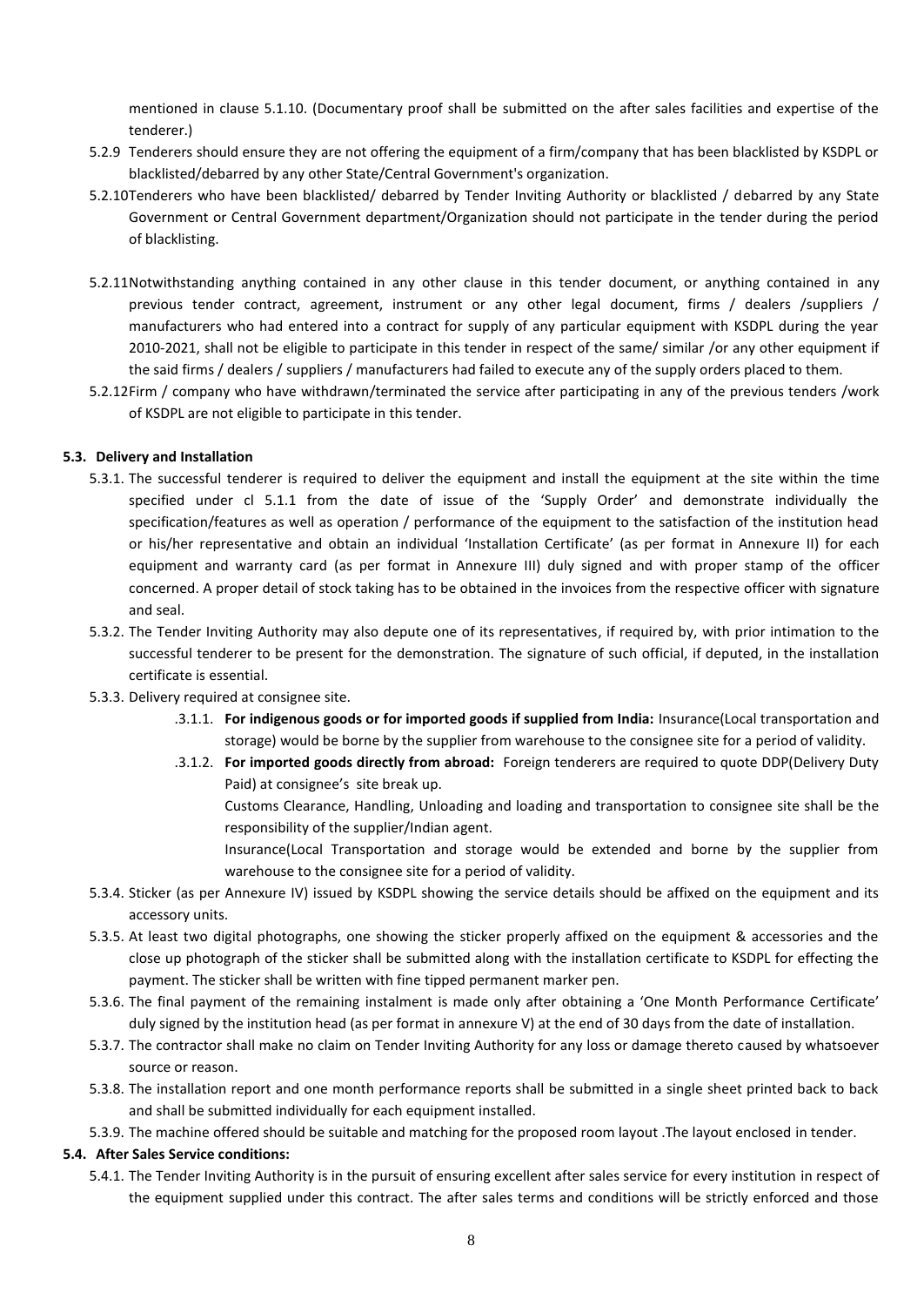mentioned in clause 5.1.10. (Documentary proof shall be submitted on the after sales facilities and expertise of the tenderer.)

- 5.2.9 Tenderers should ensure they are not offering the equipment of a firm/company that has been blacklisted by KSDPL or blacklisted/debarred by any other State/Central Government's organization.
- 5.2.10 Tenderers who have been blacklisted/ debarred by Tender Inviting Authority or blacklisted / debarred by any State Government or Central Government department/Organization should not participate in the tender during the period of blacklisting.
- 5.2.11 Notwithstanding anything contained in any other clause in this tender document, or anything contained in any previous tender contract, agreement, instrument or any other legal document, firms / dealers /suppliers / manufacturers who had entered into a contract for supply of any particular equipment with KSDPL during the year 2010-2021, shall not be eligible to participate in this tender in respect of the same/ similar /or any other equipment if the said firms / dealers / suppliers / manufacturers had failed to execute any of the supply orders placed to them.
- 5.2.12 Firm / company who have withdrawn/terminated the service after participating in any of the previous tenders /work of KSDPL are not eligible to participate in this tender.

**5.3. Delivery and Installation**

- 5.3.1. The successful tenderer is required to deliver the equipment and install the equipment at the site within the time specified under cl 5.1.1 from the date of issue of the 'Supply Order' and demonstrate individually the specification/features as well as operation / performance of the equipment to the satisfaction of the institution head or his/her representative and obtain an individual 'Installation Certificate' (as per format in Annexure II) for each equipment and warranty card (as per format in Annexure III) duly signed and with proper stamp of the officer concerned. A proper detail of stock taking has to be obtained in the invoices from the respective officer with signature and seal.
- 5.3.2. The Tender Inviting Authority may also depute one of its representatives, if required by, with prior intimation to the successful tenderer to be present for the demonstration. The signature of such official, if deputed, in the installation certificate is essential.
- 5.3.3. Delivery required at consignee site.
  - .3.1.1. **For indigenous goods or for imported goods if supplied from India:** Insurance(Local transportation and storage) would be borne by the supplier from warehouse to the consignee site for a period of validity.
  - .3.1.2. **For imported goods directly from abroad:** Foreign tenderers are required to quote DDP(Delivery Duty Paid) at consignee's site break up.

    Customs Clearance, Handling, Unloading and loading and transportation to consignee site shall be the responsibility of the supplier/Indian agent.

    Insurance(Local Transportation and storage would be extended and borne by the supplier from warehouse to the consignee site for a period of validity.
- 5.3.4. Sticker (as per Annexure IV) issued by KSDPL showing the service details should be affixed on the equipment and its accessory units.
- 5.3.5. At least two digital photographs, one showing the sticker properly affixed on the equipment & accessories and the close up photograph of the sticker shall be submitted along with the installation certificate to KSDPL for effecting the payment. The sticker shall be written with fine tipped permanent marker pen.
- 5.3.6. The final payment of the remaining instalment is made only after obtaining a 'One Month Performance Certificate' duly signed by the institution head (as per format in annexure V) at the end of 30 days from the date of installation.
- 5.3.7. The contractor shall make no claim on Tender Inviting Authority for any loss or damage thereto caused by whatsoever source or reason.
- 5.3.8. The installation report and one month performance reports shall be submitted in a single sheet printed back to back and shall be submitted individually for each equipment installed.
- 5.3.9. The machine offered should be suitable and matching for the proposed room layout .The layout enclosed in tender.

**5.4. After Sales Service conditions:**

- 5.4.1. The Tender Inviting Authority is in the pursuit of ensuring excellent after sales service for every institution in respect of the equipment supplied under this contract. The after sales terms and conditions will be strictly enforced and those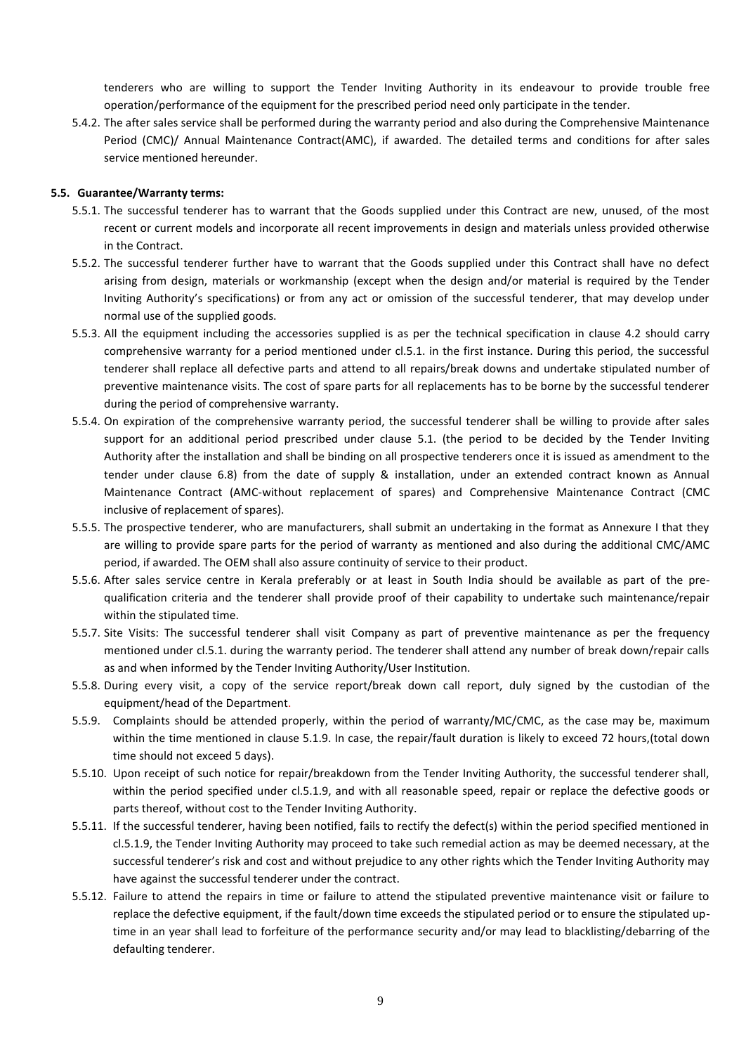tenderers who are willing to support the Tender Inviting Authority in its endeavour to provide trouble free operation/performance of the equipment for the prescribed period need only participate in the tender.

5.4.2. The after sales service shall be performed during the warranty period and also during the Comprehensive Maintenance Period (CMC)/ Annual Maintenance Contract(AMC), if awarded. The detailed terms and conditions for after sales service mentioned hereunder.

**5.5. Guarantee/Warranty terms:**

5.5.1. The successful tenderer has to warrant that the Goods supplied under this Contract are new, unused, of the most recent or current models and incorporate all recent improvements in design and materials unless provided otherwise in the Contract.

5.5.2. The successful tenderer further have to warrant that the Goods supplied under this Contract shall have no defect arising from design, materials or workmanship (except when the design and/or material is required by the Tender Inviting Authority's specifications) or from any act or omission of the successful tenderer, that may develop under normal use of the supplied goods.

5.5.3. All the equipment including the accessories supplied is as per the technical specification in clause 4.2 should carry comprehensive warranty for a period mentioned under cl.5.1. in the first instance. During this period, the successful tenderer shall replace all defective parts and attend to all repairs/break downs and undertake stipulated number of preventive maintenance visits. The cost of spare parts for all replacements has to be borne by the successful tenderer during the period of comprehensive warranty.

5.5.4. On expiration of the comprehensive warranty period, the successful tenderer shall be willing to provide after sales support for an additional period prescribed under clause 5.1. (the period to be decided by the Tender Inviting Authority after the installation and shall be binding on all prospective tenderers once it is issued as amendment to the tender under clause 6.8) from the date of supply & installation, under an extended contract known as Annual Maintenance Contract (AMC-without replacement of spares) and Comprehensive Maintenance Contract (CMC inclusive of replacement of spares).

5.5.5. The prospective tenderer, who are manufacturers, shall submit an undertaking in the format as Annexure I that they are willing to provide spare parts for the period of warranty as mentioned and also during the additional CMC/AMC period, if awarded. The OEM shall also assure continuity of service to their product.

5.5.6. After sales service centre in Kerala preferably or at least in South India should be available as part of the pre-qualification criteria and the tenderer shall provide proof of their capability to undertake such maintenance/repair within the stipulated time.

5.5.7. Site Visits: The successful tenderer shall visit Company as part of preventive maintenance as per the frequency mentioned under cl.5.1. during the warranty period. The tenderer shall attend any number of break down/repair calls as and when informed by the Tender Inviting Authority/User Institution.

5.5.8. During every visit, a copy of the service report/break down call report, duly signed by the custodian of the equipment/head of the Department.

5.5.9. Complaints should be attended properly, within the period of warranty/MC/CMC, as the case may be, maximum within the time mentioned in clause 5.1.9. In case, the repair/fault duration is likely to exceed 72 hours,(total down time should not exceed 5 days).

5.5.10. Upon receipt of such notice for repair/breakdown from the Tender Inviting Authority, the successful tenderer shall, within the period specified under cl.5.1.9, and with all reasonable speed, repair or replace the defective goods or parts thereof, without cost to the Tender Inviting Authority.

5.5.11. If the successful tenderer, having been notified, fails to rectify the defect(s) within the period specified mentioned in cl.5.1.9, the Tender Inviting Authority may proceed to take such remedial action as may be deemed necessary, at the successful tenderer's risk and cost and without prejudice to any other rights which the Tender Inviting Authority may have against the successful tenderer under the contract.

5.5.12. Failure to attend the repairs in time or failure to attend the stipulated preventive maintenance visit or failure to replace the defective equipment, if the fault/down time exceeds the stipulated period or to ensure the stipulated up-time in an year shall lead to forfeiture of the performance security and/or may lead to blacklisting/debarring of the defaulting tenderer.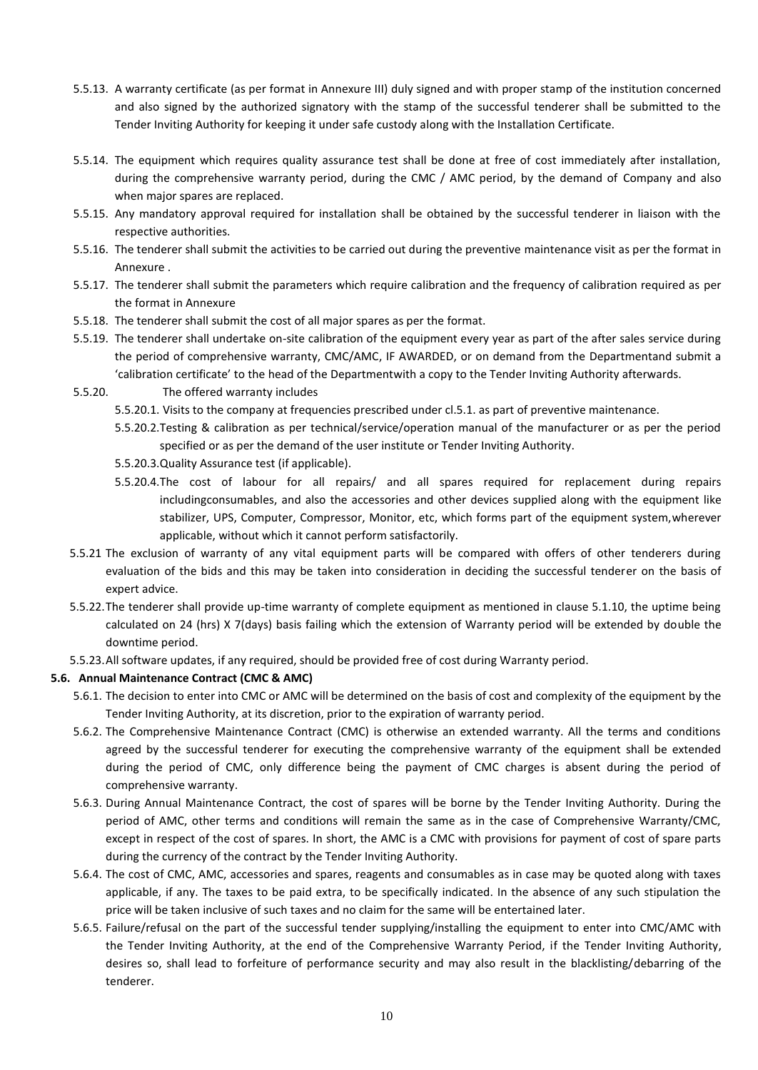5.5.13. A warranty certificate (as per format in Annexure III) duly signed and with proper stamp of the institution concerned and also signed by the authorized signatory with the stamp of the successful tenderer shall be submitted to the Tender Inviting Authority for keeping it under safe custody along with the Installation Certificate.

5.5.14. The equipment which requires quality assurance test shall be done at free of cost immediately after installation, during the comprehensive warranty period, during the CMC / AMC period, by the demand of Company and also when major spares are replaced.

5.5.15. Any mandatory approval required for installation shall be obtained by the successful tenderer in liaison with the respective authorities.

5.5.16. The tenderer shall submit the activities to be carried out during the preventive maintenance visit as per the format in Annexure .

5.5.17. The tenderer shall submit the parameters which require calibration and the frequency of calibration required as per the format in Annexure

5.5.18. The tenderer shall submit the cost of all major spares as per the format.

5.5.19. The tenderer shall undertake on-site calibration of the equipment every year as part of the after sales service during the period of comprehensive warranty, CMC/AMC, IF AWARDED, or on demand from the Departmentand submit a 'calibration certificate' to the head of the Departmentwith a copy to the Tender Inviting Authority afterwards.

5.5.20. The offered warranty includes

- 5.5.20.1. Visits to the company at frequencies prescribed under cl.5.1. as part of preventive maintenance.
- 5.5.20.2. Testing & calibration as per technical/service/operation manual of the manufacturer or as per the period specified or as per the demand of the user institute or Tender Inviting Authority.
- 5.5.20.3. Quality Assurance test (if applicable).
- 5.5.20.4. The cost of labour for all repairs/ and all spares required for replacement during repairs includingconsumables, and also the accessories and other devices supplied along with the equipment like stabilizer, UPS, Computer, Compressor, Monitor, etc, which forms part of the equipment system,wherever applicable, without which it cannot perform satisfactorily.

5.5.21 The exclusion of warranty of any vital equipment parts will be compared with offers of other tenderers during evaluation of the bids and this may be taken into consideration in deciding the successful tenderer on the basis of expert advice.

5.5.22. The tenderer shall provide up-time warranty of complete equipment as mentioned in clause 5.1.10, the uptime being calculated on 24 (hrs) X 7(days) basis failing which the extension of Warranty period will be extended by double the downtime period.

5.5.23. All software updates, if any required, should be provided free of cost during Warranty period.

**5.6. Annual Maintenance Contract (CMC & AMC)**

5.6.1. The decision to enter into CMC or AMC will be determined on the basis of cost and complexity of the equipment by the Tender Inviting Authority, at its discretion, prior to the expiration of warranty period.

5.6.2. The Comprehensive Maintenance Contract (CMC) is otherwise an extended warranty. All the terms and conditions agreed by the successful tenderer for executing the comprehensive warranty of the equipment shall be extended during the period of CMC, only difference being the payment of CMC charges is absent during the period of comprehensive warranty.

5.6.3. During Annual Maintenance Contract, the cost of spares will be borne by the Tender Inviting Authority. During the period of AMC, other terms and conditions will remain the same as in the case of Comprehensive Warranty/CMC, except in respect of the cost of spares. In short, the AMC is a CMC with provisions for payment of cost of spare parts during the currency of the contract by the Tender Inviting Authority.

5.6.4. The cost of CMC, AMC, accessories and spares, reagents and consumables as in case may be quoted along with taxes applicable, if any. The taxes to be paid extra, to be specifically indicated. In the absence of any such stipulation the price will be taken inclusive of such taxes and no claim for the same will be entertained later.

5.6.5. Failure/refusal on the part of the successful tender supplying/installing the equipment to enter into CMC/AMC with the Tender Inviting Authority, at the end of the Comprehensive Warranty Period, if the Tender Inviting Authority, desires so, shall lead to forfeiture of performance security and may also result in the blacklisting/debarring of the tenderer.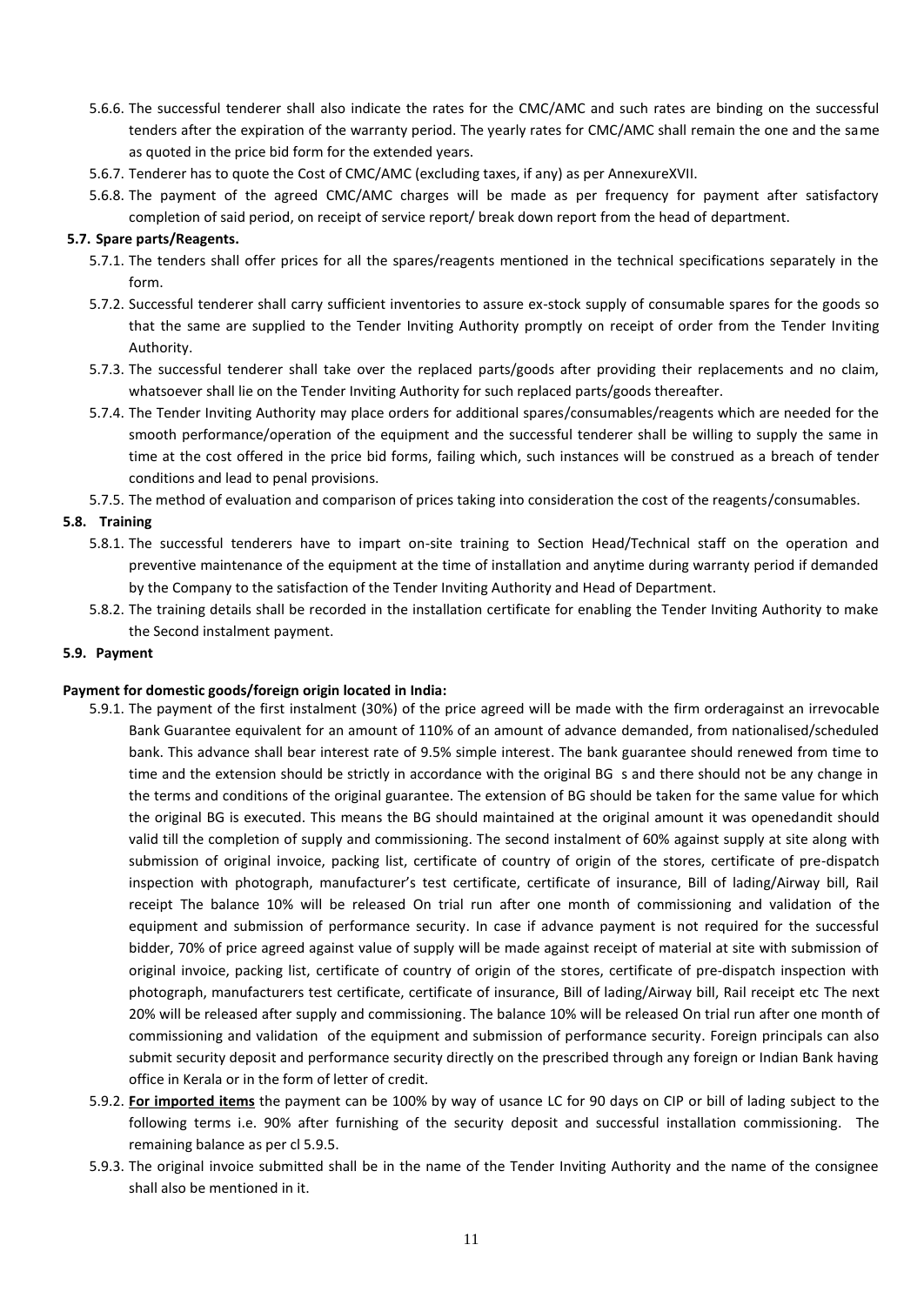5.6.6. The successful tenderer shall also indicate the rates for the CMC/AMC and such rates are binding on the successful tenders after the expiration of the warranty period. The yearly rates for CMC/AMC shall remain the one and the same as quoted in the price bid form for the extended years.

5.6.7. Tenderer has to quote the Cost of CMC/AMC (excluding taxes, if any) as per AnnexureXVII.

5.6.8. The payment of the agreed CMC/AMC charges will be made as per frequency for payment after satisfactory completion of said period, on receipt of service report/ break down report from the head of department.

### 5.7. Spare parts/Reagents.

5.7.1. The tenders shall offer prices for all the spares/reagents mentioned in the technical specifications separately in the form.

5.7.2. Successful tenderer shall carry sufficient inventories to assure ex-stock supply of consumable spares for the goods so that the same are supplied to the Tender Inviting Authority promptly on receipt of order from the Tender Inviting Authority.

5.7.3. The successful tenderer shall take over the replaced parts/goods after providing their replacements and no claim, whatsoever shall lie on the Tender Inviting Authority for such replaced parts/goods thereafter.

5.7.4. The Tender Inviting Authority may place orders for additional spares/consumables/reagents which are needed for the smooth performance/operation of the equipment and the successful tenderer shall be willing to supply the same in time at the cost offered in the price bid forms, failing which, such instances will be construed as a breach of tender conditions and lead to penal provisions.

5.7.5. The method of evaluation and comparison of prices taking into consideration the cost of the reagents/consumables.

### 5.8. Training

5.8.1. The successful tenderers have to impart on-site training to Section Head/Technical staff on the operation and preventive maintenance of the equipment at the time of installation and anytime during warranty period if demanded by the Company to the satisfaction of the Tender Inviting Authority and Head of Department.

5.8.2. The training details shall be recorded in the installation certificate for enabling the Tender Inviting Authority to make the Second instalment payment.

### 5.9. Payment

**Payment for domestic goods/foreign origin located in India:**

5.9.1. The payment of the first instalment (30%) of the price agreed will be made with the firm orderagainst an irrevocable Bank Guarantee equivalent for an amount of 110% of an amount of advance demanded, from nationalised/scheduled bank. This advance shall bear interest rate of 9.5% simple interest. The bank guarantee should renewed from time to time and the extension should be strictly in accordance with the original BG s and there should not be any change in the terms and conditions of the original guarantee. The extension of BG should be taken for the same value for which the original BG is executed. This means the BG should maintained at the original amount it was openedandit should valid till the completion of supply and commissioning. The second instalment of 60% against supply at site along with submission of original invoice, packing list, certificate of country of origin of the stores, certificate of pre-dispatch inspection with photograph, manufacturer's test certificate, certificate of insurance, Bill of lading/Airway bill, Rail receipt The balance 10% will be released On trial run after one month of commissioning and validation of the equipment and submission of performance security. In case if advance payment is not required for the successful bidder, 70% of price agreed against value of supply will be made against receipt of material at site with submission of original invoice, packing list, certificate of country of origin of the stores, certificate of pre-dispatch inspection with photograph, manufacturers test certificate, certificate of insurance, Bill of lading/Airway bill, Rail receipt etc The next 20% will be released after supply and commissioning. The balance 10% will be released On trial run after one month of commissioning and validation of the equipment and submission of performance security. Foreign principals can also submit security deposit and performance security directly on the prescribed through any foreign or Indian Bank having office in Kerala or in the form of letter of credit.

5.9.2. **<u>For imported items</u>** the payment can be 100% by way of usance LC for 90 days on CIP or bill of lading subject to the following terms i.e. 90% after furnishing of the security deposit and successful installation commissioning. The remaining balance as per cl 5.9.5.

5.9.3. The original invoice submitted shall be in the name of the Tender Inviting Authority and the name of the consignee shall also be mentioned in it.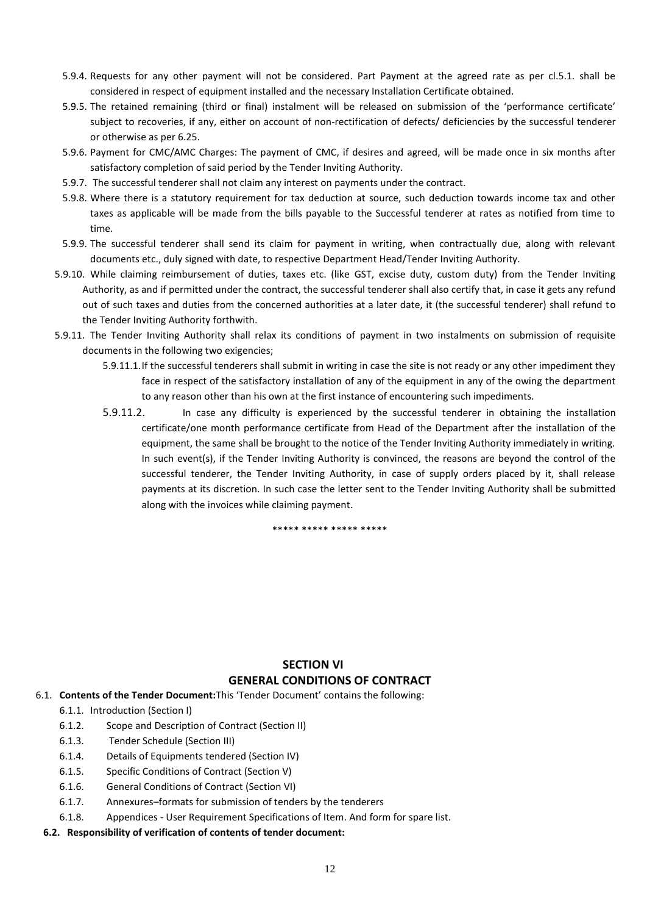5.9.4. Requests for any other payment will not be considered. Part Payment at the agreed rate as per cl.5.1. shall be considered in respect of equipment installed and the necessary Installation Certificate obtained.

5.9.5. The retained remaining (third or final) instalment will be released on submission of the 'performance certificate' subject to recoveries, if any, either on account of non-rectification of defects/ deficiencies by the successful tenderer or otherwise as per 6.25.

5.9.6. Payment for CMC/AMC Charges: The payment of CMC, if desires and agreed, will be made once in six months after satisfactory completion of said period by the Tender Inviting Authority.

5.9.7. The successful tenderer shall not claim any interest on payments under the contract.

5.9.8. Where there is a statutory requirement for tax deduction at source, such deduction towards income tax and other taxes as applicable will be made from the bills payable to the Successful tenderer at rates as notified from time to time.

5.9.9. The successful tenderer shall send its claim for payment in writing, when contractually due, along with relevant documents etc., duly signed with date, to respective Department Head/Tender Inviting Authority.

5.9.10. While claiming reimbursement of duties, taxes etc. (like GST, excise duty, custom duty) from the Tender Inviting Authority, as and if permitted under the contract, the successful tenderer shall also certify that, in case it gets any refund out of such taxes and duties from the concerned authorities at a later date, it (the successful tenderer) shall refund to the Tender Inviting Authority forthwith.

5.9.11. The Tender Inviting Authority shall relax its conditions of payment in two instalments on submission of requisite documents in the following two exigencies;

5.9.11.1. If the successful tenderers shall submit in writing in case the site is not ready or any other impediment they face in respect of the satisfactory installation of any of the equipment in any of the owing the department to any reason other than his own at the first instance of encountering such impediments.

5.9.11.2. In case any difficulty is experienced by the successful tenderer in obtaining the installation certificate/one month performance certificate from Head of the Department after the installation of the equipment, the same shall be brought to the notice of the Tender Inviting Authority immediately in writing. In such event(s), if the Tender Inviting Authority is convinced, the reasons are beyond the control of the successful tenderer, the Tender Inviting Authority, in case of supply orders placed by it, shall release payments at its discretion. In such case the letter sent to the Tender Inviting Authority shall be submitted along with the invoices while claiming payment.

***** ***** ***** *****

## SECTION VI
## GENERAL CONDITIONS OF CONTRACT

6.1. **Contents of the Tender Document:** This 'Tender Document' contains the following:

- 6.1.1. Introduction (Section I)
- 6.1.2. Scope and Description of Contract (Section II)
- 6.1.3. Tender Schedule (Section III)
- 6.1.4. Details of Equipments tendered (Section IV)
- 6.1.5. Specific Conditions of Contract (Section V)
- 6.1.6. General Conditions of Contract (Section VI)
- 6.1.7. Annexures–formats for submission of tenders by the tenderers
- 6.1.8. Appendices - User Requirement Specifications of Item. And form for spare list.

**6.2. Responsibility of verification of contents of tender document:**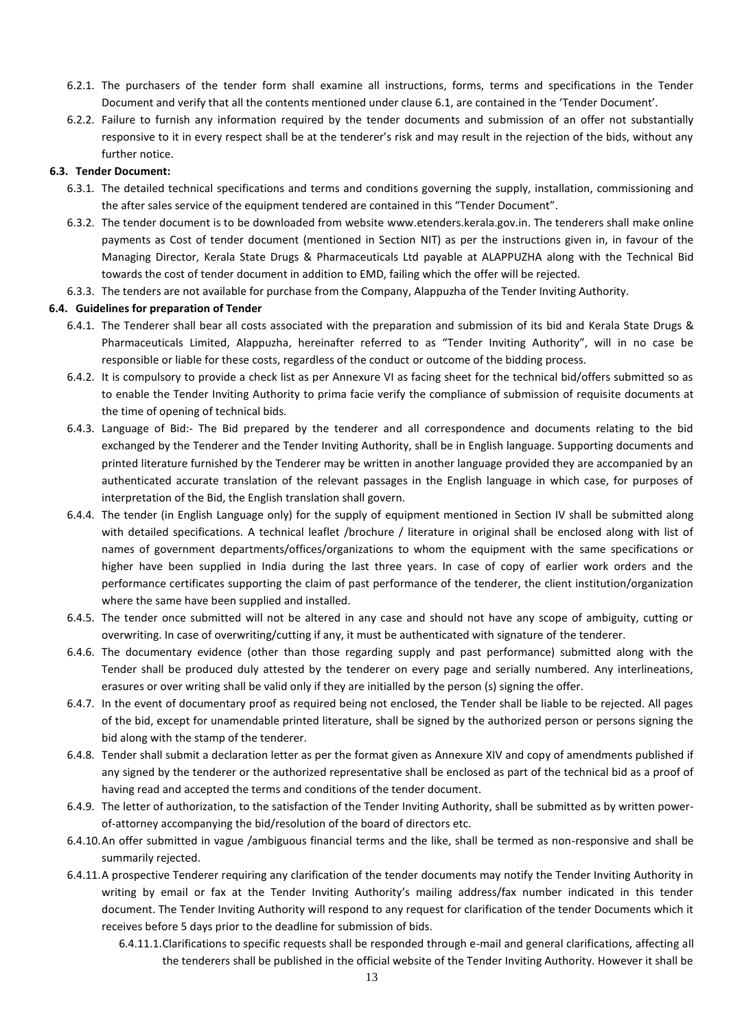6.2.1. The purchasers of the tender form shall examine all instructions, forms, terms and specifications in the Tender Document and verify that all the contents mentioned under clause 6.1, are contained in the 'Tender Document'.

6.2.2. Failure to furnish any information required by the tender documents and submission of an offer not substantially responsive to it in every respect shall be at the tenderer's risk and may result in the rejection of the bids, without any further notice.

### 6.3. Tender Document:

6.3.1. The detailed technical specifications and terms and conditions governing the supply, installation, commissioning and the after sales service of the equipment tendered are contained in this "Tender Document".

6.3.2. The tender document is to be downloaded from website www.etenders.kerala.gov.in. The tenderers shall make online payments as Cost of tender document (mentioned in Section NIT) as per the instructions given in, in favour of the Managing Director, Kerala State Drugs & Pharmaceuticals Ltd payable at ALAPPUZHA along with the Technical Bid towards the cost of tender document in addition to EMD, failing which the offer will be rejected.

6.3.3. The tenders are not available for purchase from the Company, Alappuzha of the Tender Inviting Authority.

### 6.4. Guidelines for preparation of Tender

6.4.1. The Tenderer shall bear all costs associated with the preparation and submission of its bid and Kerala State Drugs & Pharmaceuticals Limited, Alappuzha, hereinafter referred to as "Tender Inviting Authority", will in no case be responsible or liable for these costs, regardless of the conduct or outcome of the bidding process.

6.4.2. It is compulsory to provide a check list as per Annexure VI as facing sheet for the technical bid/offers submitted so as to enable the Tender Inviting Authority to prima facie verify the compliance of submission of requisite documents at the time of opening of technical bids.

6.4.3. Language of Bid:- The Bid prepared by the tenderer and all correspondence and documents relating to the bid exchanged by the Tenderer and the Tender Inviting Authority, shall be in English language. Supporting documents and printed literature furnished by the Tenderer may be written in another language provided they are accompanied by an authenticated accurate translation of the relevant passages in the English language in which case, for purposes of interpretation of the Bid, the English translation shall govern.

6.4.4. The tender (in English Language only) for the supply of equipment mentioned in Section IV shall be submitted along with detailed specifications. A technical leaflet /brochure / literature in original shall be enclosed along with list of names of government departments/offices/organizations to whom the equipment with the same specifications or higher have been supplied in India during the last three years. In case of copy of earlier work orders and the performance certificates supporting the claim of past performance of the tenderer, the client institution/organization where the same have been supplied and installed.

6.4.5. The tender once submitted will not be altered in any case and should not have any scope of ambiguity, cutting or overwriting. In case of overwriting/cutting if any, it must be authenticated with signature of the tenderer.

6.4.6. The documentary evidence (other than those regarding supply and past performance) submitted along with the Tender shall be produced duly attested by the tenderer on every page and serially numbered. Any interlineations, erasures or over writing shall be valid only if they are initialled by the person (s) signing the offer.

6.4.7. In the event of documentary proof as required being not enclosed, the Tender shall be liable to be rejected. All pages of the bid, except for unamendable printed literature, shall be signed by the authorized person or persons signing the bid along with the stamp of the tenderer.

6.4.8. Tender shall submit a declaration letter as per the format given as Annexure XIV and copy of amendments published if any signed by the tenderer or the authorized representative shall be enclosed as part of the technical bid as a proof of having read and accepted the terms and conditions of the tender document.

6.4.9. The letter of authorization, to the satisfaction of the Tender Inviting Authority, shall be submitted as by written power-of-attorney accompanying the bid/resolution of the board of directors etc.

6.4.10. An offer submitted in vague /ambiguous financial terms and the like, shall be termed as non-responsive and shall be summarily rejected.

6.4.11. A prospective Tenderer requiring any clarification of the tender documents may notify the Tender Inviting Authority in writing by email or fax at the Tender Inviting Authority's mailing address/fax number indicated in this tender document. The Tender Inviting Authority will respond to any request for clarification of the tender Documents which it receives before 5 days prior to the deadline for submission of bids.

6.4.11.1. Clarifications to specific requests shall be responded through e-mail and general clarifications, affecting all the tenderers shall be published in the official website of the Tender Inviting Authority. However it shall be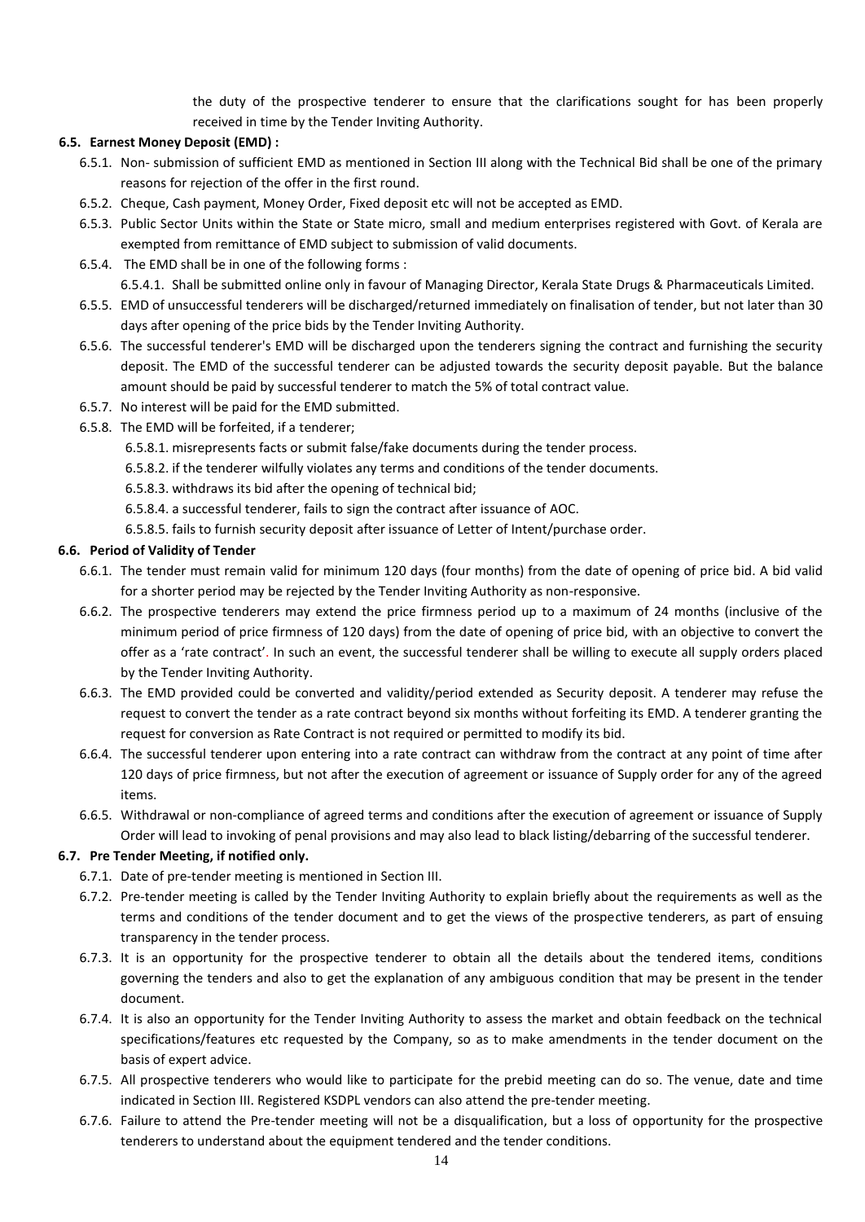the duty of the prospective tenderer to ensure that the clarifications sought for has been properly received in time by the Tender Inviting Authority.

### 6.5. Earnest Money Deposit (EMD) :

6.5.1. Non- submission of sufficient EMD as mentioned in Section III along with the Technical Bid shall be one of the primary reasons for rejection of the offer in the first round.

6.5.2. Cheque, Cash payment, Money Order, Fixed deposit etc will not be accepted as EMD.

6.5.3. Public Sector Units within the State or State micro, small and medium enterprises registered with Govt. of Kerala are exempted from remittance of EMD subject to submission of valid documents.

6.5.4. The EMD shall be in one of the following forms :

6.5.4.1. Shall be submitted online only in favour of Managing Director, Kerala State Drugs & Pharmaceuticals Limited.

6.5.5. EMD of unsuccessful tenderers will be discharged/returned immediately on finalisation of tender, but not later than 30 days after opening of the price bids by the Tender Inviting Authority.

6.5.6. The successful tenderer's EMD will be discharged upon the tenderers signing the contract and furnishing the security deposit. The EMD of the successful tenderer can be adjusted towards the security deposit payable. But the balance amount should be paid by successful tenderer to match the 5% of total contract value.

6.5.7. No interest will be paid for the EMD submitted.

6.5.8. The EMD will be forfeited, if a tenderer;

6.5.8.1. misrepresents facts or submit false/fake documents during the tender process.

6.5.8.2. if the tenderer wilfully violates any terms and conditions of the tender documents.

6.5.8.3. withdraws its bid after the opening of technical bid;

6.5.8.4. a successful tenderer, fails to sign the contract after issuance of AOC.

6.5.8.5. fails to furnish security deposit after issuance of Letter of Intent/purchase order.

### 6.6. Period of Validity of Tender

6.6.1. The tender must remain valid for minimum 120 days (four months) from the date of opening of price bid. A bid valid for a shorter period may be rejected by the Tender Inviting Authority as non-responsive.

6.6.2. The prospective tenderers may extend the price firmness period up to a maximum of 24 months (inclusive of the minimum period of price firmness of 120 days) from the date of opening of price bid, with an objective to convert the offer as a 'rate contract'. In such an event, the successful tenderer shall be willing to execute all supply orders placed by the Tender Inviting Authority.

6.6.3. The EMD provided could be converted and validity/period extended as Security deposit. A tenderer may refuse the request to convert the tender as a rate contract beyond six months without forfeiting its EMD. A tenderer granting the request for conversion as Rate Contract is not required or permitted to modify its bid.

6.6.4. The successful tenderer upon entering into a rate contract can withdraw from the contract at any point of time after 120 days of price firmness, but not after the execution of agreement or issuance of Supply order for any of the agreed items.

6.6.5. Withdrawal or non-compliance of agreed terms and conditions after the execution of agreement or issuance of Supply Order will lead to invoking of penal provisions and may also lead to black listing/debarring of the successful tenderer.

### 6.7. Pre Tender Meeting, if notified only.

6.7.1. Date of pre-tender meeting is mentioned in Section III.

6.7.2. Pre-tender meeting is called by the Tender Inviting Authority to explain briefly about the requirements as well as the terms and conditions of the tender document and to get the views of the prospective tenderers, as part of ensuing transparency in the tender process.

6.7.3. It is an opportunity for the prospective tenderer to obtain all the details about the tendered items, conditions governing the tenders and also to get the explanation of any ambiguous condition that may be present in the tender document.

6.7.4. It is also an opportunity for the Tender Inviting Authority to assess the market and obtain feedback on the technical specifications/features etc requested by the Company, so as to make amendments in the tender document on the basis of expert advice.

6.7.5. All prospective tenderers who would like to participate for the prebid meeting can do so. The venue, date and time indicated in Section III. Registered KSDPL vendors can also attend the pre-tender meeting.

6.7.6. Failure to attend the Pre-tender meeting will not be a disqualification, but a loss of opportunity for the prospective tenderers to understand about the equipment tendered and the tender conditions.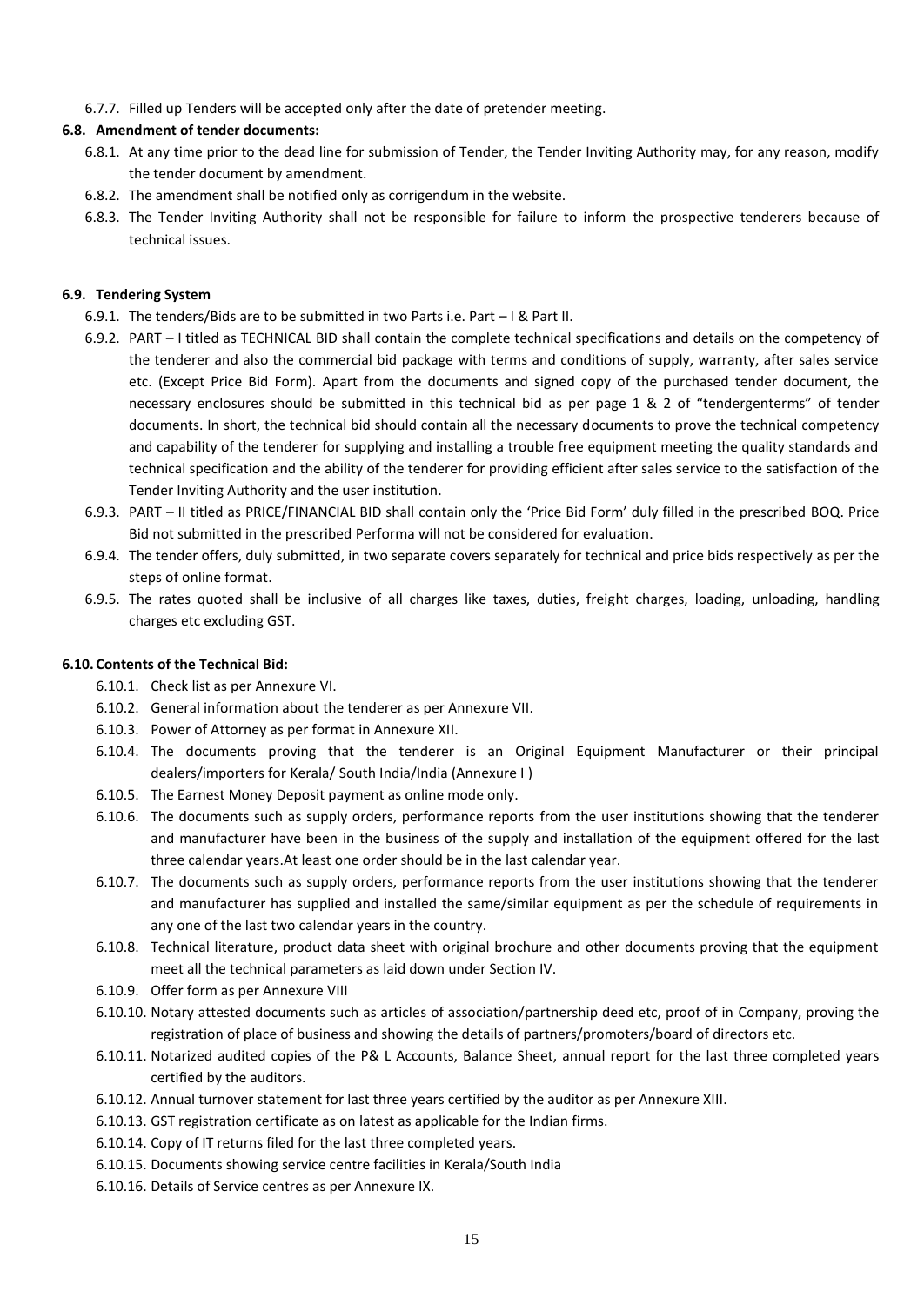6.7.7. Filled up Tenders will be accepted only after the date of pretender meeting.

**6.8. Amendment of tender documents:**

6.8.1. At any time prior to the dead line for submission of Tender, the Tender Inviting Authority may, for any reason, modify the tender document by amendment.

6.8.2. The amendment shall be notified only as corrigendum in the website.

6.8.3. The Tender Inviting Authority shall not be responsible for failure to inform the prospective tenderers because of technical issues.

**6.9. Tendering System**

6.9.1. The tenders/Bids are to be submitted in two Parts i.e. Part – I & Part II.

6.9.2. PART – I titled as TECHNICAL BID shall contain the complete technical specifications and details on the competency of the tenderer and also the commercial bid package with terms and conditions of supply, warranty, after sales service etc. (Except Price Bid Form). Apart from the documents and signed copy of the purchased tender document, the necessary enclosures should be submitted in this technical bid as per page 1 & 2 of "tendergenterms" of tender documents. In short, the technical bid should contain all the necessary documents to prove the technical competency and capability of the tenderer for supplying and installing a trouble free equipment meeting the quality standards and technical specification and the ability of the tenderer for providing efficient after sales service to the satisfaction of the Tender Inviting Authority and the user institution.

6.9.3. PART – II titled as PRICE/FINANCIAL BID shall contain only the 'Price Bid Form' duly filled in the prescribed BOQ. Price Bid not submitted in the prescribed Performa will not be considered for evaluation.

6.9.4. The tender offers, duly submitted, in two separate covers separately for technical and price bids respectively as per the steps of online format.

6.9.5. The rates quoted shall be inclusive of all charges like taxes, duties, freight charges, loading, unloading, handling charges etc excluding GST.

**6.10. Contents of the Technical Bid:**

6.10.1. Check list as per Annexure VI.

6.10.2. General information about the tenderer as per Annexure VII.

6.10.3. Power of Attorney as per format in Annexure XII.

6.10.4. The documents proving that the tenderer is an Original Equipment Manufacturer or their principal dealers/importers for Kerala/ South India/India (Annexure I )

6.10.5. The Earnest Money Deposit payment as online mode only.

6.10.6. The documents such as supply orders, performance reports from the user institutions showing that the tenderer and manufacturer have been in the business of the supply and installation of the equipment offered for the last three calendar years.At least one order should be in the last calendar year.

6.10.7. The documents such as supply orders, performance reports from the user institutions showing that the tenderer and manufacturer has supplied and installed the same/similar equipment as per the schedule of requirements in any one of the last two calendar years in the country.

6.10.8. Technical literature, product data sheet with original brochure and other documents proving that the equipment meet all the technical parameters as laid down under Section IV.

6.10.9. Offer form as per Annexure VIII

6.10.10. Notary attested documents such as articles of association/partnership deed etc, proof of in Company, proving the registration of place of business and showing the details of partners/promoters/board of directors etc.

6.10.11. Notarized audited copies of the P& L Accounts, Balance Sheet, annual report for the last three completed years certified by the auditors.

6.10.12. Annual turnover statement for last three years certified by the auditor as per Annexure XIII.

6.10.13. GST registration certificate as on latest as applicable for the Indian firms.

6.10.14. Copy of IT returns filed for the last three completed years.

6.10.15. Documents showing service centre facilities in Kerala/South India

6.10.16. Details of Service centres as per Annexure IX.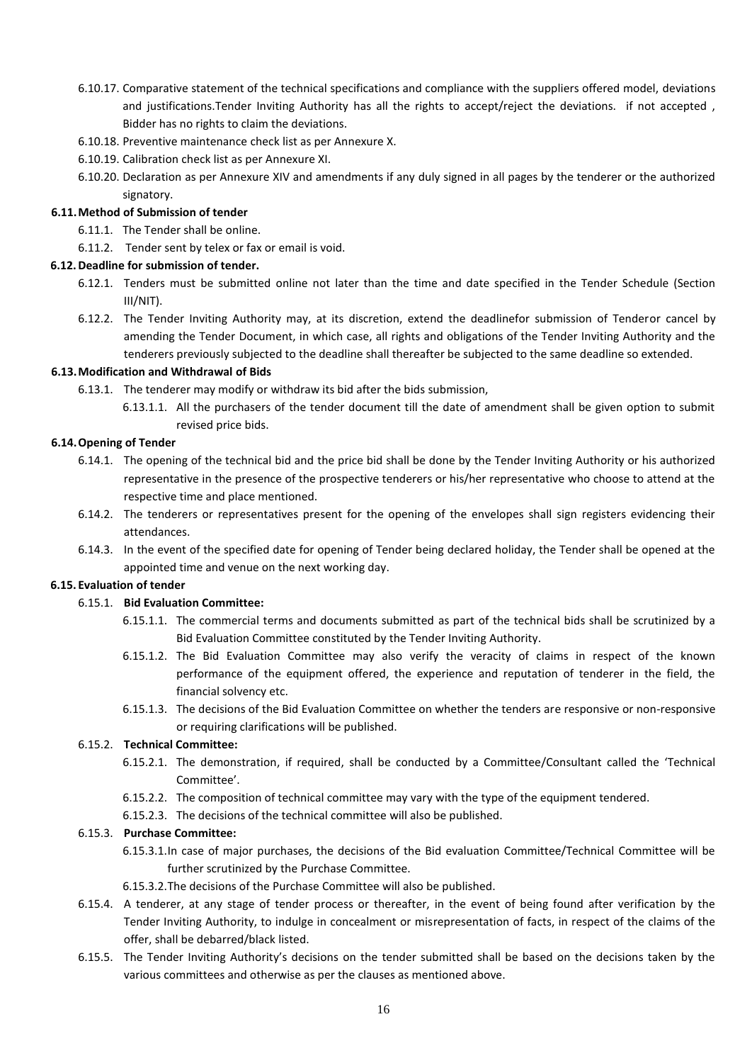6.10.17. Comparative statement of the technical specifications and compliance with the suppliers offered model, deviations and justifications.Tender Inviting Authority has all the rights to accept/reject the deviations. if not accepted , Bidder has no rights to claim the deviations.

6.10.18. Preventive maintenance check list as per Annexure X.

6.10.19. Calibration check list as per Annexure XI.

6.10.20. Declaration as per Annexure XIV and amendments if any duly signed in all pages by the tenderer or the authorized signatory.

**6.11. Method of Submission of tender**

6.11.1. The Tender shall be online.

6.11.2. Tender sent by telex or fax or email is void.

**6.12. Deadline for submission of tender.**

6.12.1. Tenders must be submitted online not later than the time and date specified in the Tender Schedule (Section III/NIT).

6.12.2. The Tender Inviting Authority may, at its discretion, extend the deadlinefor submission of Tenderor cancel by amending the Tender Document, in which case, all rights and obligations of the Tender Inviting Authority and the tenderers previously subjected to the deadline shall thereafter be subjected to the same deadline so extended.

**6.13. Modification and Withdrawal of Bids**

6.13.1. The tenderer may modify or withdraw its bid after the bids submission,

6.13.1.1. All the purchasers of the tender document till the date of amendment shall be given option to submit revised price bids.

**6.14. Opening of Tender**

6.14.1. The opening of the technical bid and the price bid shall be done by the Tender Inviting Authority or his authorized representative in the presence of the prospective tenderers or his/her representative who choose to attend at the respective time and place mentioned.

6.14.2. The tenderers or representatives present for the opening of the envelopes shall sign registers evidencing their attendances.

6.14.3. In the event of the specified date for opening of Tender being declared holiday, the Tender shall be opened at the appointed time and venue on the next working day.

**6.15. Evaluation of tender**

6.15.1. **Bid Evaluation Committee:**

6.15.1.1. The commercial terms and documents submitted as part of the technical bids shall be scrutinized by a Bid Evaluation Committee constituted by the Tender Inviting Authority.

6.15.1.2. The Bid Evaluation Committee may also verify the veracity of claims in respect of the known performance of the equipment offered, the experience and reputation of tenderer in the field, the financial solvency etc.

6.15.1.3. The decisions of the Bid Evaluation Committee on whether the tenders are responsive or non-responsive or requiring clarifications will be published.

6.15.2. **Technical Committee:**

6.15.2.1. The demonstration, if required, shall be conducted by a Committee/Consultant called the 'Technical Committee'.

6.15.2.2. The composition of technical committee may vary with the type of the equipment tendered.

6.15.2.3. The decisions of the technical committee will also be published.

6.15.3. **Purchase Committee:**

6.15.3.1. In case of major purchases, the decisions of the Bid evaluation Committee/Technical Committee will be further scrutinized by the Purchase Committee.

6.15.3.2. The decisions of the Purchase Committee will also be published.

6.15.4. A tenderer, at any stage of tender process or thereafter, in the event of being found after verification by the Tender Inviting Authority, to indulge in concealment or misrepresentation of facts, in respect of the claims of the offer, shall be debarred/black listed.

6.15.5. The Tender Inviting Authority's decisions on the tender submitted shall be based on the decisions taken by the various committees and otherwise as per the clauses as mentioned above.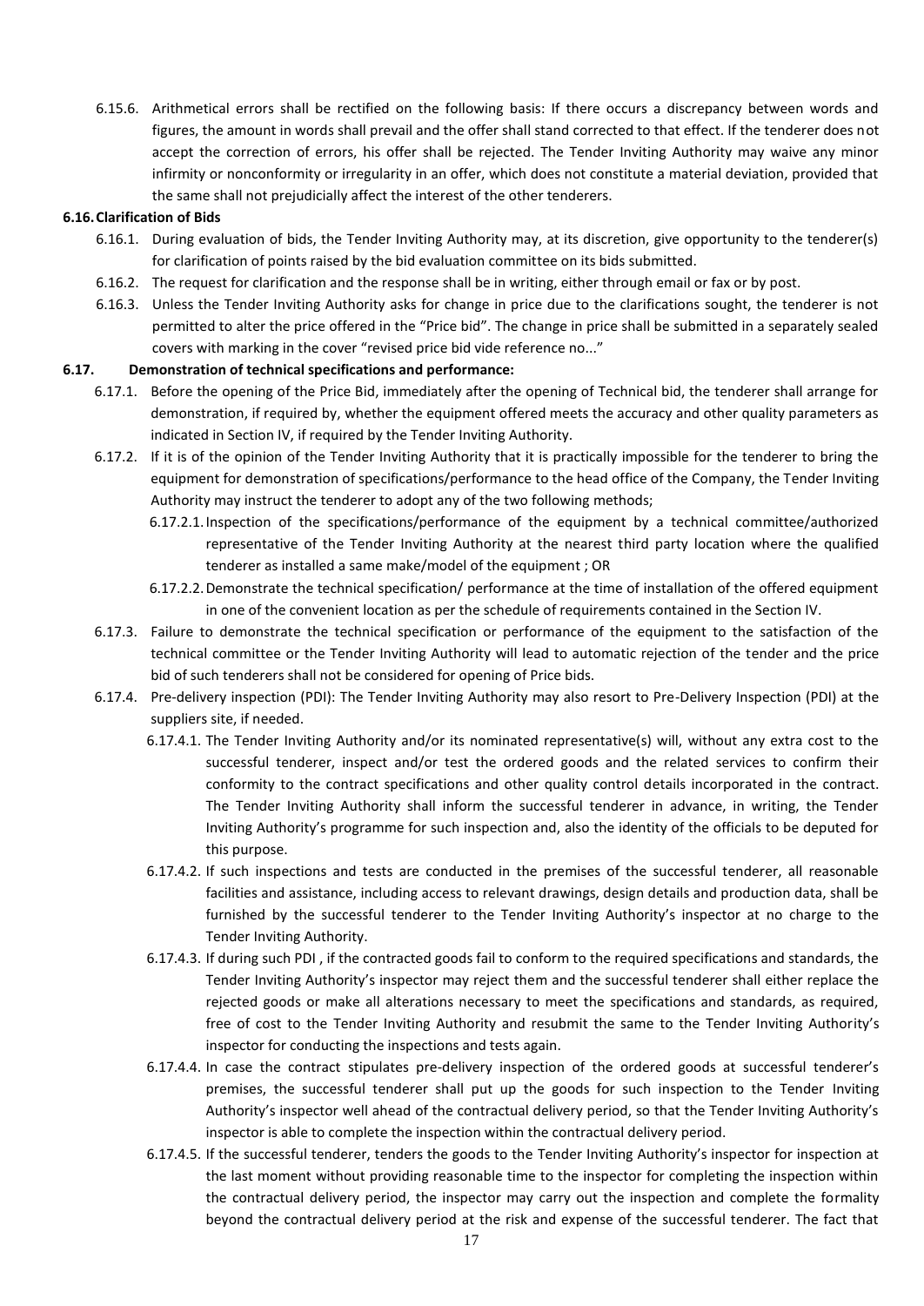6.15.6. Arithmetical errors shall be rectified on the following basis: If there occurs a discrepancy between words and figures, the amount in words shall prevail and the offer shall stand corrected to that effect. If the tenderer does not accept the correction of errors, his offer shall be rejected. The Tender Inviting Authority may waive any minor infirmity or nonconformity or irregularity in an offer, which does not constitute a material deviation, provided that the same shall not prejudicially affect the interest of the other tenderers.

**6.16. Clarification of Bids**

6.16.1. During evaluation of bids, the Tender Inviting Authority may, at its discretion, give opportunity to the tenderer(s) for clarification of points raised by the bid evaluation committee on its bids submitted.

6.16.2. The request for clarification and the response shall be in writing, either through email or fax or by post.

6.16.3. Unless the Tender Inviting Authority asks for change in price due to the clarifications sought, the tenderer is not permitted to alter the price offered in the "Price bid". The change in price shall be submitted in a separately sealed covers with marking in the cover "revised price bid vide reference no..."

**6.17. Demonstration of technical specifications and performance:**

6.17.1. Before the opening of the Price Bid, immediately after the opening of Technical bid, the tenderer shall arrange for demonstration, if required by, whether the equipment offered meets the accuracy and other quality parameters as indicated in Section IV, if required by the Tender Inviting Authority.

6.17.2. If it is of the opinion of the Tender Inviting Authority that it is practically impossible for the tenderer to bring the equipment for demonstration of specifications/performance to the head office of the Company, the Tender Inviting Authority may instruct the tenderer to adopt any of the two following methods;

6.17.2.1. Inspection of the specifications/performance of the equipment by a technical committee/authorized representative of the Tender Inviting Authority at the nearest third party location where the qualified tenderer as installed a same make/model of the equipment ; OR

6.17.2.2. Demonstrate the technical specification/ performance at the time of installation of the offered equipment in one of the convenient location as per the schedule of requirements contained in the Section IV.

6.17.3. Failure to demonstrate the technical specification or performance of the equipment to the satisfaction of the technical committee or the Tender Inviting Authority will lead to automatic rejection of the tender and the price bid of such tenderers shall not be considered for opening of Price bids.

6.17.4. Pre-delivery inspection (PDI): The Tender Inviting Authority may also resort to Pre-Delivery Inspection (PDI) at the suppliers site, if needed.

6.17.4.1. The Tender Inviting Authority and/or its nominated representative(s) will, without any extra cost to the successful tenderer, inspect and/or test the ordered goods and the related services to confirm their conformity to the contract specifications and other quality control details incorporated in the contract. The Tender Inviting Authority shall inform the successful tenderer in advance, in writing, the Tender Inviting Authority's programme for such inspection and, also the identity of the officials to be deputed for this purpose.

6.17.4.2. If such inspections and tests are conducted in the premises of the successful tenderer, all reasonable facilities and assistance, including access to relevant drawings, design details and production data, shall be furnished by the successful tenderer to the Tender Inviting Authority's inspector at no charge to the Tender Inviting Authority.

6.17.4.3. If during such PDI , if the contracted goods fail to conform to the required specifications and standards, the Tender Inviting Authority's inspector may reject them and the successful tenderer shall either replace the rejected goods or make all alterations necessary to meet the specifications and standards, as required, free of cost to the Tender Inviting Authority and resubmit the same to the Tender Inviting Authority's inspector for conducting the inspections and tests again.

6.17.4.4. In case the contract stipulates pre-delivery inspection of the ordered goods at successful tenderer's premises, the successful tenderer shall put up the goods for such inspection to the Tender Inviting Authority's inspector well ahead of the contractual delivery period, so that the Tender Inviting Authority's inspector is able to complete the inspection within the contractual delivery period.

6.17.4.5. If the successful tenderer, tenders the goods to the Tender Inviting Authority's inspector for inspection at the last moment without providing reasonable time to the inspector for completing the inspection within the contractual delivery period, the inspector may carry out the inspection and complete the formality beyond the contractual delivery period at the risk and expense of the successful tenderer. The fact that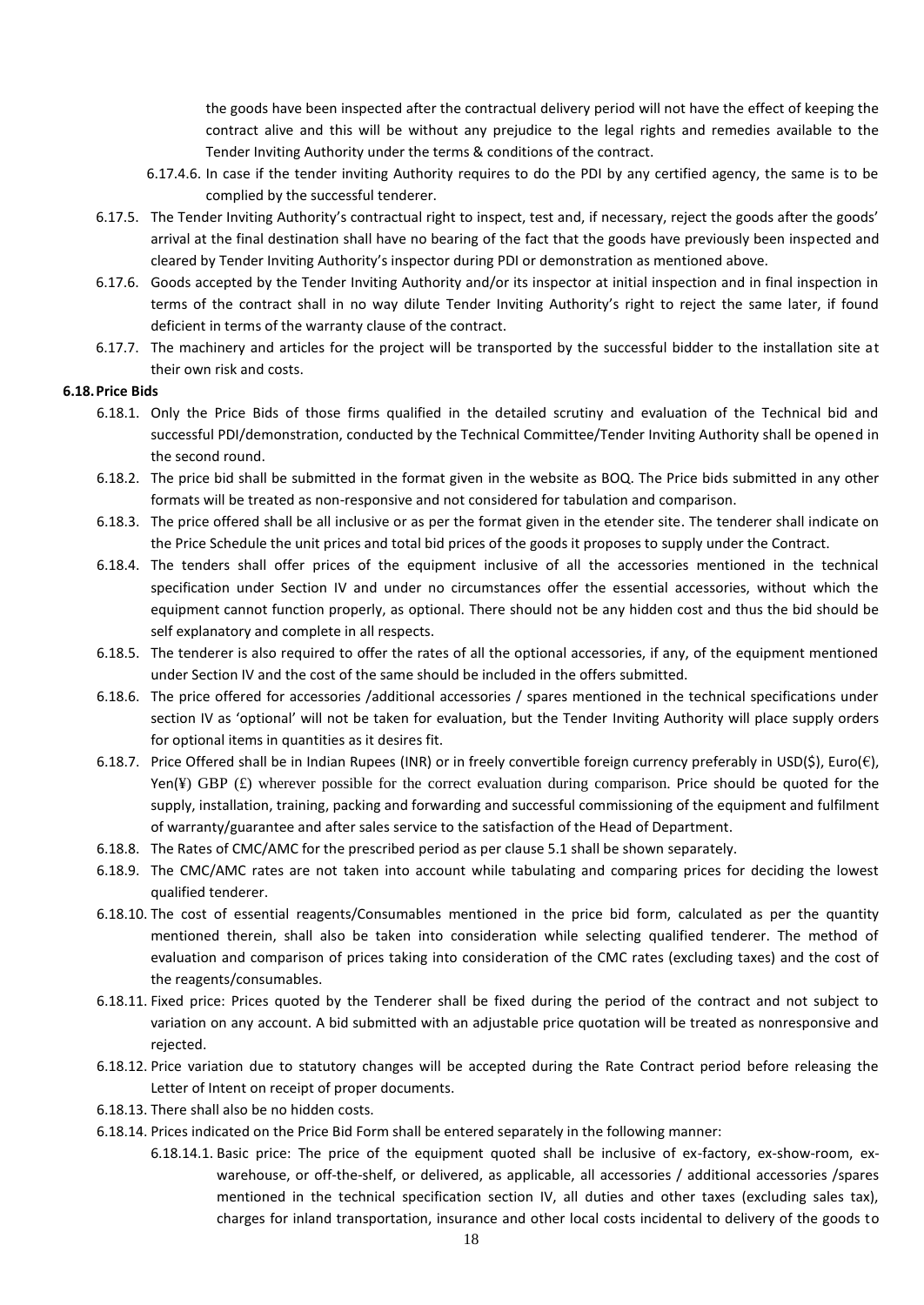the goods have been inspected after the contractual delivery period will not have the effect of keeping the contract alive and this will be without any prejudice to the legal rights and remedies available to the Tender Inviting Authority under the terms & conditions of the contract.

6.17.4.6. In case if the tender inviting Authority requires to do the PDI by any certified agency, the same is to be complied by the successful tenderer.

6.17.5. The Tender Inviting Authority's contractual right to inspect, test and, if necessary, reject the goods after the goods' arrival at the final destination shall have no bearing of the fact that the goods have previously been inspected and cleared by Tender Inviting Authority's inspector during PDI or demonstration as mentioned above.

6.17.6. Goods accepted by the Tender Inviting Authority and/or its inspector at initial inspection and in final inspection in terms of the contract shall in no way dilute Tender Inviting Authority's right to reject the same later, if found deficient in terms of the warranty clause of the contract.

6.17.7. The machinery and articles for the project will be transported by the successful bidder to the installation site at their own risk and costs.

**6.18. Price Bids**

6.18.1. Only the Price Bids of those firms qualified in the detailed scrutiny and evaluation of the Technical bid and successful PDI/demonstration, conducted by the Technical Committee/Tender Inviting Authority shall be opened in the second round.

6.18.2. The price bid shall be submitted in the format given in the website as BOQ. The Price bids submitted in any other formats will be treated as non-responsive and not considered for tabulation and comparison.

6.18.3. The price offered shall be all inclusive or as per the format given in the etender site. The tenderer shall indicate on the Price Schedule the unit prices and total bid prices of the goods it proposes to supply under the Contract.

6.18.4. The tenders shall offer prices of the equipment inclusive of all the accessories mentioned in the technical specification under Section IV and under no circumstances offer the essential accessories, without which the equipment cannot function properly, as optional. There should not be any hidden cost and thus the bid should be self explanatory and complete in all respects.

6.18.5. The tenderer is also required to offer the rates of all the optional accessories, if any, of the equipment mentioned under Section IV and the cost of the same should be included in the offers submitted.

6.18.6. The price offered for accessories /additional accessories / spares mentioned in the technical specifications under section IV as 'optional' will not be taken for evaluation, but the Tender Inviting Authority will place supply orders for optional items in quantities as it desires fit.

6.18.7. Price Offered shall be in Indian Rupees (INR) or in freely convertible foreign currency preferably in USD($), Euro(€), Yen(¥) GBP (£) wherever possible for the correct evaluation during comparison. Price should be quoted for the supply, installation, training, packing and forwarding and successful commissioning of the equipment and fulfilment of warranty/guarantee and after sales service to the satisfaction of the Head of Department.

6.18.8. The Rates of CMC/AMC for the prescribed period as per clause 5.1 shall be shown separately.

6.18.9. The CMC/AMC rates are not taken into account while tabulating and comparing prices for deciding the lowest qualified tenderer.

6.18.10. The cost of essential reagents/Consumables mentioned in the price bid form, calculated as per the quantity mentioned therein, shall also be taken into consideration while selecting qualified tenderer. The method of evaluation and comparison of prices taking into consideration of the CMC rates (excluding taxes) and the cost of the reagents/consumables.

6.18.11. Fixed price: Prices quoted by the Tenderer shall be fixed during the period of the contract and not subject to variation on any account. A bid submitted with an adjustable price quotation will be treated as nonresponsive and rejected.

6.18.12. Price variation due to statutory changes will be accepted during the Rate Contract period before releasing the Letter of Intent on receipt of proper documents.

6.18.13. There shall also be no hidden costs.

6.18.14. Prices indicated on the Price Bid Form shall be entered separately in the following manner:

6.18.14.1. Basic price: The price of the equipment quoted shall be inclusive of ex-factory, ex-show-room, ex-warehouse, or off-the-shelf, or delivered, as applicable, all accessories / additional accessories /spares mentioned in the technical specification section IV, all duties and other taxes (excluding sales tax), charges for inland transportation, insurance and other local costs incidental to delivery of the goods to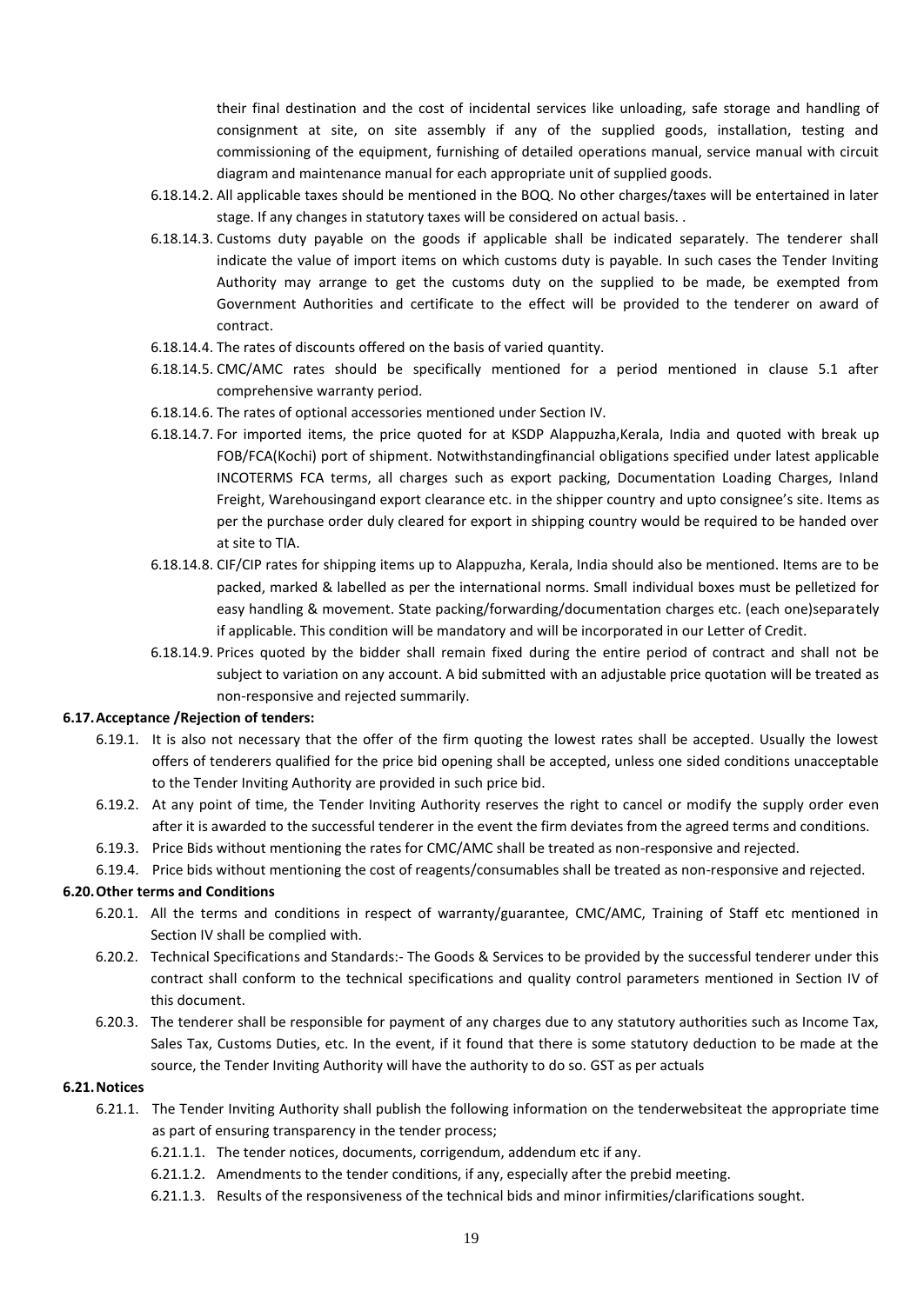their final destination and the cost of incidental services like unloading, safe storage and handling of consignment at site, on site assembly if any of the supplied goods, installation, testing and commissioning of the equipment, furnishing of detailed operations manual, service manual with circuit diagram and maintenance manual for each appropriate unit of supplied goods.

6.18.14.2. All applicable taxes should be mentioned in the BOQ. No other charges/taxes will be entertained in later stage. If any changes in statutory taxes will be considered on actual basis. .

6.18.14.3. Customs duty payable on the goods if applicable shall be indicated separately. The tenderer shall indicate the value of import items on which customs duty is payable. In such cases the Tender Inviting Authority may arrange to get the customs duty on the supplied to be made, be exempted from Government Authorities and certificate to the effect will be provided to the tenderer on award of contract.

6.18.14.4. The rates of discounts offered on the basis of varied quantity.

6.18.14.5. CMC/AMC rates should be specifically mentioned for a period mentioned in clause 5.1 after comprehensive warranty period.

6.18.14.6. The rates of optional accessories mentioned under Section IV.

6.18.14.7. For imported items, the price quoted for at KSDP Alappuzha,Kerala, India and quoted with break up FOB/FCA(Kochi) port of shipment. Notwithstandingfinancial obligations specified under latest applicable INCOTERMS FCA terms, all charges such as export packing, Documentation Loading Charges, Inland Freight, Warehousingand export clearance etc. in the shipper country and upto consignee's site. Items as per the purchase order duly cleared for export in shipping country would be required to be handed over at site to TIA.

6.18.14.8. CIF/CIP rates for shipping items up to Alappuzha, Kerala, India should also be mentioned. Items are to be packed, marked & labelled as per the international norms. Small individual boxes must be pelletized for easy handling & movement. State packing/forwarding/documentation charges etc. (each one)separately if applicable. This condition will be mandatory and will be incorporated in our Letter of Credit.

6.18.14.9. Prices quoted by the bidder shall remain fixed during the entire period of contract and shall not be subject to variation on any account. A bid submitted with an adjustable price quotation will be treated as non-responsive and rejected summarily.

**6.17. Acceptance /Rejection of tenders:**

6.19.1. It is also not necessary that the offer of the firm quoting the lowest rates shall be accepted. Usually the lowest offers of tenderers qualified for the price bid opening shall be accepted, unless one sided conditions unacceptable to the Tender Inviting Authority are provided in such price bid.

6.19.2. At any point of time, the Tender Inviting Authority reserves the right to cancel or modify the supply order even after it is awarded to the successful tenderer in the event the firm deviates from the agreed terms and conditions.

6.19.3. Price Bids without mentioning the rates for CMC/AMC shall be treated as non-responsive and rejected.

6.19.4. Price bids without mentioning the cost of reagents/consumables shall be treated as non-responsive and rejected.

**6.20. Other terms and Conditions**

6.20.1. All the terms and conditions in respect of warranty/guarantee, CMC/AMC, Training of Staff etc mentioned in Section IV shall be complied with.

6.20.2. Technical Specifications and Standards:- The Goods & Services to be provided by the successful tenderer under this contract shall conform to the technical specifications and quality control parameters mentioned in Section IV of this document.

6.20.3. The tenderer shall be responsible for payment of any charges due to any statutory authorities such as Income Tax, Sales Tax, Customs Duties, etc. In the event, if it found that there is some statutory deduction to be made at the source, the Tender Inviting Authority will have the authority to do so. GST as per actuals

**6.21. Notices**

6.21.1. The Tender Inviting Authority shall publish the following information on the tenderwebsiteat the appropriate time as part of ensuring transparency in the tender process;

6.21.1.1. The tender notices, documents, corrigendum, addendum etc if any.

6.21.1.2. Amendments to the tender conditions, if any, especially after the prebid meeting.

6.21.1.3. Results of the responsiveness of the technical bids and minor infirmities/clarifications sought.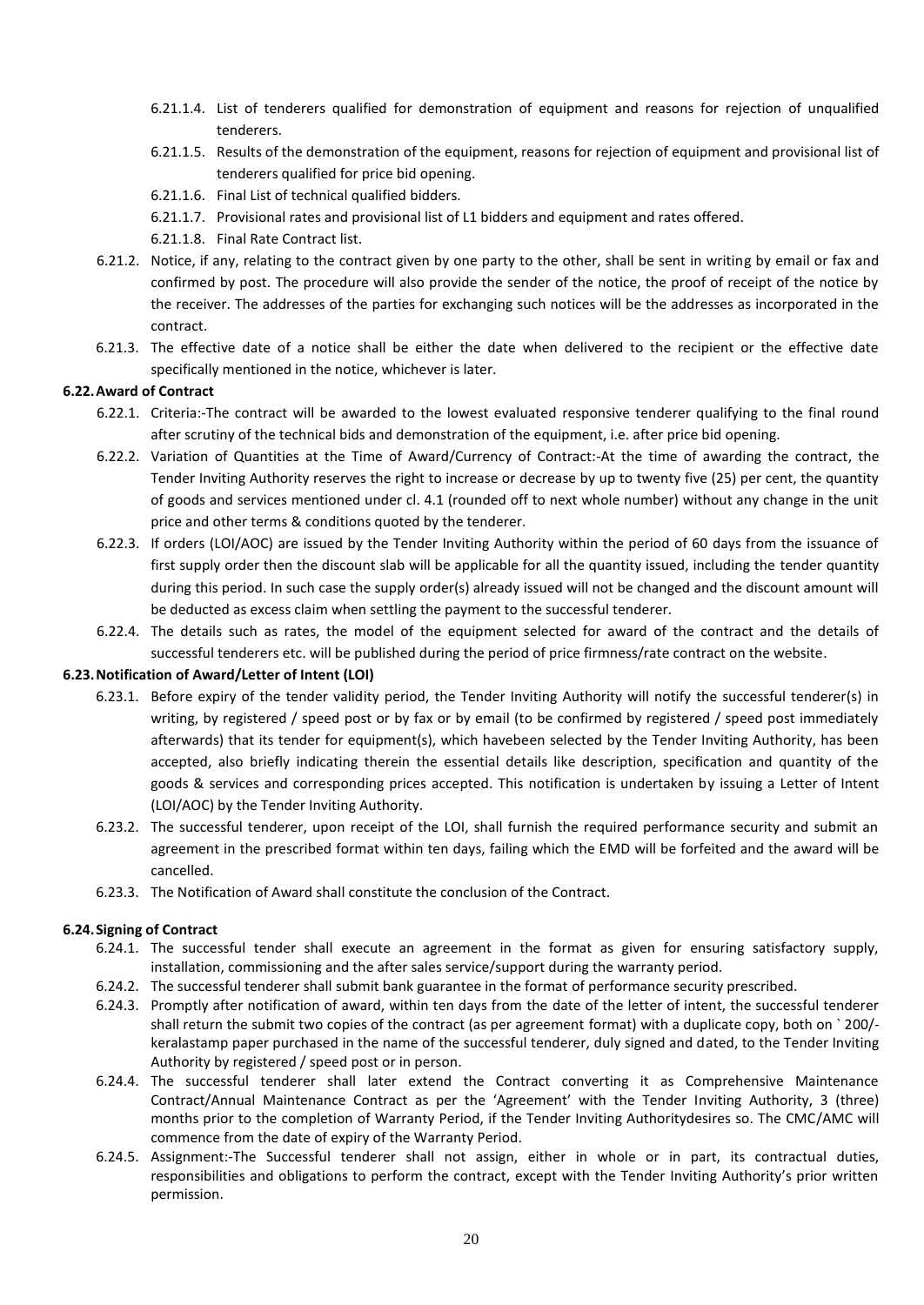- 6.21.1.4. List of tenderers qualified for demonstration of equipment and reasons for rejection of unqualified tenderers.
- 6.21.1.5. Results of the demonstration of the equipment, reasons for rejection of equipment and provisional list of tenderers qualified for price bid opening.
- 6.21.1.6. Final List of technical qualified bidders.
- 6.21.1.7. Provisional rates and provisional list of L1 bidders and equipment and rates offered.
- 6.21.1.8. Final Rate Contract list.

6.21.2. Notice, if any, relating to the contract given by one party to the other, shall be sent in writing by email or fax and confirmed by post. The procedure will also provide the sender of the notice, the proof of receipt of the notice by the receiver. The addresses of the parties for exchanging such notices will be the addresses as incorporated in the contract.

6.21.3. The effective date of a notice shall be either the date when delivered to the recipient or the effective date specifically mentioned in the notice, whichever is later.

**6.22. Award of Contract**

6.22.1. Criteria:-The contract will be awarded to the lowest evaluated responsive tenderer qualifying to the final round after scrutiny of the technical bids and demonstration of the equipment, i.e. after price bid opening.

6.22.2. Variation of Quantities at the Time of Award/Currency of Contract:-At the time of awarding the contract, the Tender Inviting Authority reserves the right to increase or decrease by up to twenty five (25) per cent, the quantity of goods and services mentioned under cl. 4.1 (rounded off to next whole number) without any change in the unit price and other terms & conditions quoted by the tenderer.

6.22.3. If orders (LOI/AOC) are issued by the Tender Inviting Authority within the period of 60 days from the issuance of first supply order then the discount slab will be applicable for all the quantity issued, including the tender quantity during this period. In such case the supply order(s) already issued will not be changed and the discount amount will be deducted as excess claim when settling the payment to the successful tenderer.

6.22.4. The details such as rates, the model of the equipment selected for award of the contract and the details of successful tenderers etc. will be published during the period of price firmness/rate contract on the website.

**6.23. Notification of Award/Letter of Intent (LOI)**

6.23.1. Before expiry of the tender validity period, the Tender Inviting Authority will notify the successful tenderer(s) in writing, by registered / speed post or by fax or by email (to be confirmed by registered / speed post immediately afterwards) that its tender for equipment(s), which havebeen selected by the Tender Inviting Authority, has been accepted, also briefly indicating therein the essential details like description, specification and quantity of the goods & services and corresponding prices accepted. This notification is undertaken by issuing a Letter of Intent (LOI/AOC) by the Tender Inviting Authority.

6.23.2. The successful tenderer, upon receipt of the LOI, shall furnish the required performance security and submit an agreement in the prescribed format within ten days, failing which the EMD will be forfeited and the award will be cancelled.

6.23.3. The Notification of Award shall constitute the conclusion of the Contract.

**6.24. Signing of Contract**

6.24.1. The successful tender shall execute an agreement in the format as given for ensuring satisfactory supply, installation, commissioning and the after sales service/support during the warranty period.

6.24.2. The successful tenderer shall submit bank guarantee in the format of performance security prescribed.

6.24.3. Promptly after notification of award, within ten days from the date of the letter of intent, the successful tenderer shall return the submit two copies of the contract (as per agreement format) with a duplicate copy, both on ` 200/- keralastamp paper purchased in the name of the successful tenderer, duly signed and dated, to the Tender Inviting Authority by registered / speed post or in person.

6.24.4. The successful tenderer shall later extend the Contract converting it as Comprehensive Maintenance Contract/Annual Maintenance Contract as per the 'Agreement' with the Tender Inviting Authority, 3 (three) months prior to the completion of Warranty Period, if the Tender Inviting Authoritydesires so. The CMC/AMC will commence from the date of expiry of the Warranty Period.

6.24.5. Assignment:-The Successful tenderer shall not assign, either in whole or in part, its contractual duties, responsibilities and obligations to perform the contract, except with the Tender Inviting Authority's prior written permission.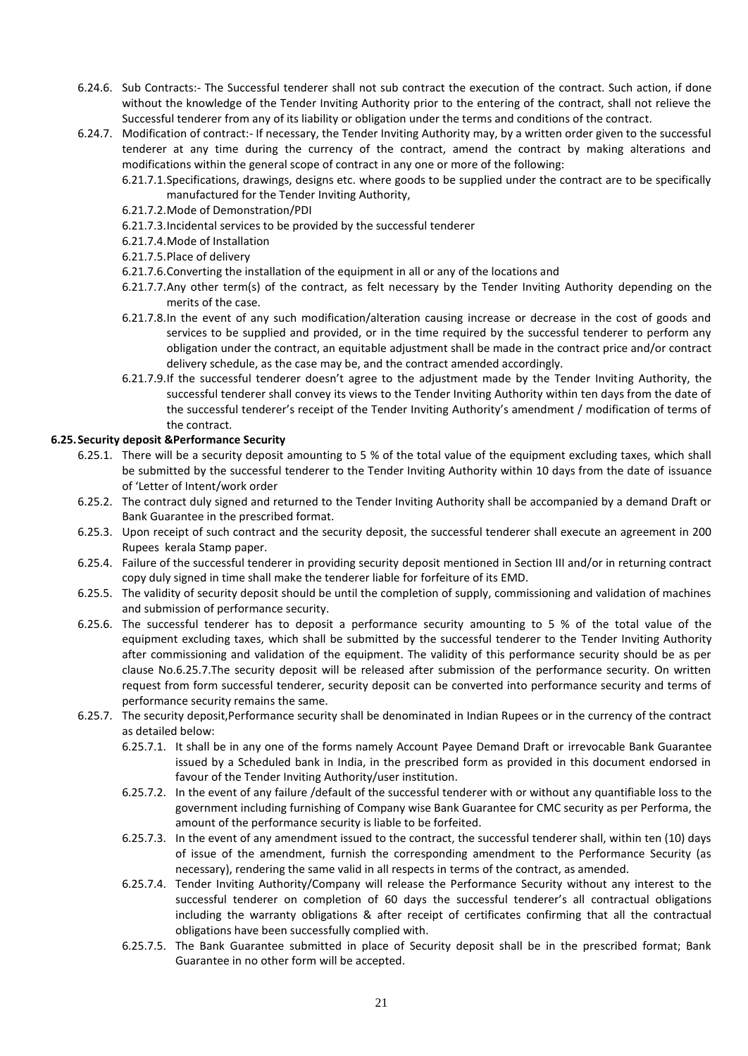6.24.6. Sub Contracts:- The Successful tenderer shall not sub contract the execution of the contract. Such action, if done without the knowledge of the Tender Inviting Authority prior to the entering of the contract, shall not relieve the Successful tenderer from any of its liability or obligation under the terms and conditions of the contract.

6.24.7. Modification of contract:- If necessary, the Tender Inviting Authority may, by a written order given to the successful tenderer at any time during the currency of the contract, amend the contract by making alterations and modifications within the general scope of contract in any one or more of the following:

6.21.7.1. Specifications, drawings, designs etc. where goods to be supplied under the contract are to be specifically manufactured for the Tender Inviting Authority,

6.21.7.2. Mode of Demonstration/PDI

6.21.7.3. Incidental services to be provided by the successful tenderer

6.21.7.4. Mode of Installation

6.21.7.5. Place of delivery

6.21.7.6. Converting the installation of the equipment in all or any of the locations and

6.21.7.7. Any other term(s) of the contract, as felt necessary by the Tender Inviting Authority depending on the merits of the case.

6.21.7.8. In the event of any such modification/alteration causing increase or decrease in the cost of goods and services to be supplied and provided, or in the time required by the successful tenderer to perform any obligation under the contract, an equitable adjustment shall be made in the contract price and/or contract delivery schedule, as the case may be, and the contract amended accordingly.

6.21.7.9. If the successful tenderer doesn't agree to the adjustment made by the Tender Inviting Authority, the successful tenderer shall convey its views to the Tender Inviting Authority within ten days from the date of the successful tenderer's receipt of the Tender Inviting Authority's amendment / modification of terms of the contract.

**6.25. Security deposit &Performance Security**

6.25.1. There will be a security deposit amounting to 5 % of the total value of the equipment excluding taxes, which shall be submitted by the successful tenderer to the Tender Inviting Authority within 10 days from the date of issuance of 'Letter of Intent/work order

6.25.2. The contract duly signed and returned to the Tender Inviting Authority shall be accompanied by a demand Draft or Bank Guarantee in the prescribed format.

6.25.3. Upon receipt of such contract and the security deposit, the successful tenderer shall execute an agreement in 200 Rupees kerala Stamp paper.

6.25.4. Failure of the successful tenderer in providing security deposit mentioned in Section III and/or in returning contract copy duly signed in time shall make the tenderer liable for forfeiture of its EMD.

6.25.5. The validity of security deposit should be until the completion of supply, commissioning and validation of machines and submission of performance security.

6.25.6. The successful tenderer has to deposit a performance security amounting to 5 % of the total value of the equipment excluding taxes, which shall be submitted by the successful tenderer to the Tender Inviting Authority after commissioning and validation of the equipment. The validity of this performance security should be as per clause No.6.25.7.The security deposit will be released after submission of the performance security. On written request from form successful tenderer, security deposit can be converted into performance security and terms of performance security remains the same.

6.25.7. The security deposit,Performance security shall be denominated in Indian Rupees or in the currency of the contract as detailed below:

6.25.7.1. It shall be in any one of the forms namely Account Payee Demand Draft or irrevocable Bank Guarantee issued by a Scheduled bank in India, in the prescribed form as provided in this document endorsed in favour of the Tender Inviting Authority/user institution.

6.25.7.2. In the event of any failure /default of the successful tenderer with or without any quantifiable loss to the government including furnishing of Company wise Bank Guarantee for CMC security as per Performa, the amount of the performance security is liable to be forfeited.

6.25.7.3. In the event of any amendment issued to the contract, the successful tenderer shall, within ten (10) days of issue of the amendment, furnish the corresponding amendment to the Performance Security (as necessary), rendering the same valid in all respects in terms of the contract, as amended.

6.25.7.4. Tender Inviting Authority/Company will release the Performance Security without any interest to the successful tenderer on completion of 60 days the successful tenderer's all contractual obligations including the warranty obligations & after receipt of certificates confirming that all the contractual obligations have been successfully complied with.

6.25.7.5. The Bank Guarantee submitted in place of Security deposit shall be in the prescribed format; Bank Guarantee in no other form will be accepted.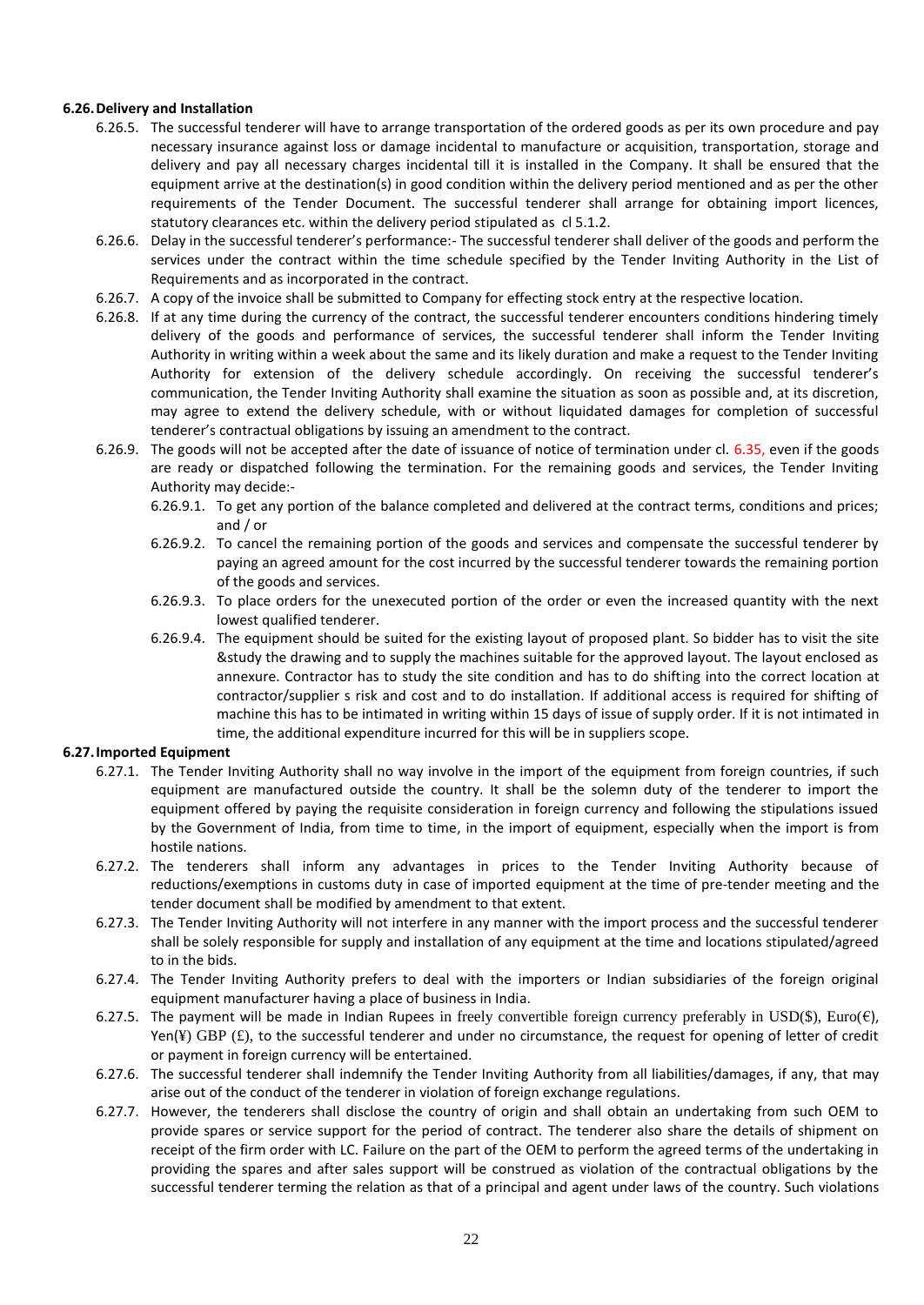**6.26. Delivery and Installation**

6.26.5. The successful tenderer will have to arrange transportation of the ordered goods as per its own procedure and pay necessary insurance against loss or damage incidental to manufacture or acquisition, transportation, storage and delivery and pay all necessary charges incidental till it is installed in the Company. It shall be ensured that the equipment arrive at the destination(s) in good condition within the delivery period mentioned and as per the other requirements of the Tender Document. The successful tenderer shall arrange for obtaining import licences, statutory clearances etc. within the delivery period stipulated as cl 5.1.2.

6.26.6. Delay in the successful tenderer's performance:- The successful tenderer shall deliver of the goods and perform the services under the contract within the time schedule specified by the Tender Inviting Authority in the List of Requirements and as incorporated in the contract.

6.26.7. A copy of the invoice shall be submitted to Company for effecting stock entry at the respective location.

6.26.8. If at any time during the currency of the contract, the successful tenderer encounters conditions hindering timely delivery of the goods and performance of services, the successful tenderer shall inform the Tender Inviting Authority in writing within a week about the same and its likely duration and make a request to the Tender Inviting Authority for extension of the delivery schedule accordingly. On receiving the successful tenderer's communication, the Tender Inviting Authority shall examine the situation as soon as possible and, at its discretion, may agree to extend the delivery schedule, with or without liquidated damages for completion of successful tenderer's contractual obligations by issuing an amendment to the contract.

6.26.9. The goods will not be accepted after the date of issuance of notice of termination under cl. 6.35, even if the goods are ready or dispatched following the termination. For the remaining goods and services, the Tender Inviting Authority may decide:-

6.26.9.1. To get any portion of the balance completed and delivered at the contract terms, conditions and prices; and / or

6.26.9.2. To cancel the remaining portion of the goods and services and compensate the successful tenderer by paying an agreed amount for the cost incurred by the successful tenderer towards the remaining portion of the goods and services.

6.26.9.3. To place orders for the unexecuted portion of the order or even the increased quantity with the next lowest qualified tenderer.

6.26.9.4. The equipment should be suited for the existing layout of proposed plant. So bidder has to visit the site &study the drawing and to supply the machines suitable for the approved layout. The layout enclosed as annexure. Contractor has to study the site condition and has to do shifting into the correct location at contractor/supplier s risk and cost and to do installation. If additional access is required for shifting of machine this has to be intimated in writing within 15 days of issue of supply order. If it is not intimated in time, the additional expenditure incurred for this will be in suppliers scope.

**6.27. Imported Equipment**

6.27.1. The Tender Inviting Authority shall no way involve in the import of the equipment from foreign countries, if such equipment are manufactured outside the country. It shall be the solemn duty of the tenderer to import the equipment offered by paying the requisite consideration in foreign currency and following the stipulations issued by the Government of India, from time to time, in the import of equipment, especially when the import is from hostile nations.

6.27.2. The tenderers shall inform any advantages in prices to the Tender Inviting Authority because of reductions/exemptions in customs duty in case of imported equipment at the time of pre-tender meeting and the tender document shall be modified by amendment to that extent.

6.27.3. The Tender Inviting Authority will not interfere in any manner with the import process and the successful tenderer shall be solely responsible for supply and installation of any equipment at the time and locations stipulated/agreed to in the bids.

6.27.4. The Tender Inviting Authority prefers to deal with the importers or Indian subsidiaries of the foreign original equipment manufacturer having a place of business in India.

6.27.5. The payment will be made in Indian Rupees in freely convertible foreign currency preferably in USD($), Euro(€), Yen(¥) GBP (£), to the successful tenderer and under no circumstance, the request for opening of letter of credit or payment in foreign currency will be entertained.

6.27.6. The successful tenderer shall indemnify the Tender Inviting Authority from all liabilities/damages, if any, that may arise out of the conduct of the tenderer in violation of foreign exchange regulations.

6.27.7. However, the tenderers shall disclose the country of origin and shall obtain an undertaking from such OEM to provide spares or service support for the period of contract. The tenderer also share the details of shipment on receipt of the firm order with LC. Failure on the part of the OEM to perform the agreed terms of the undertaking in providing the spares and after sales support will be construed as violation of the contractual obligations by the successful tenderer terming the relation as that of a principal and agent under laws of the country. Such violations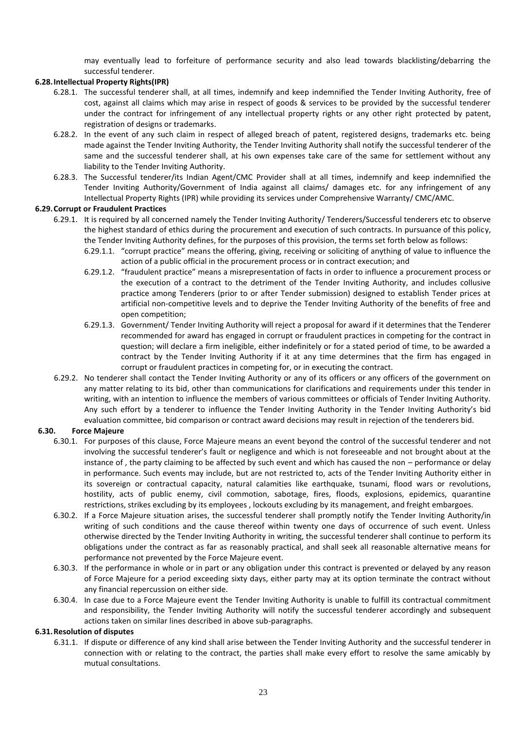may eventually lead to forfeiture of performance security and also lead towards blacklisting/debarring the successful tenderer.

**6.28. Intellectual Property Rights(IPR)**

6.28.1. The successful tenderer shall, at all times, indemnify and keep indemnified the Tender Inviting Authority, free of cost, against all claims which may arise in respect of goods & services to be provided by the successful tenderer under the contract for infringement of any intellectual property rights or any other right protected by patent, registration of designs or trademarks.

6.28.2. In the event of any such claim in respect of alleged breach of patent, registered designs, trademarks etc. being made against the Tender Inviting Authority, the Tender Inviting Authority shall notify the successful tenderer of the same and the successful tenderer shall, at his own expenses take care of the same for settlement without any liability to the Tender Inviting Authority.

6.28.3. The Successful tenderer/its Indian Agent/CMC Provider shall at all times, indemnify and keep indemnified the Tender Inviting Authority/Government of India against all claims/ damages etc. for any infringement of any Intellectual Property Rights (IPR) while providing its services under Comprehensive Warranty/ CMC/AMC.

**6.29. Corrupt or Fraudulent Practices**

6.29.1. It is required by all concerned namely the Tender Inviting Authority/ Tenderers/Successful tenderers etc to observe the highest standard of ethics during the procurement and execution of such contracts. In pursuance of this policy, the Tender Inviting Authority defines, for the purposes of this provision, the terms set forth below as follows:

6.29.1.1. "corrupt practice" means the offering, giving, receiving or soliciting of anything of value to influence the action of a public official in the procurement process or in contract execution; and

6.29.1.2. "fraudulent practice" means a misrepresentation of facts in order to influence a procurement process or the execution of a contract to the detriment of the Tender Inviting Authority, and includes collusive practice among Tenderers (prior to or after Tender submission) designed to establish Tender prices at artificial non-competitive levels and to deprive the Tender Inviting Authority of the benefits of free and open competition;

6.29.1.3. Government/ Tender Inviting Authority will reject a proposal for award if it determines that the Tenderer recommended for award has engaged in corrupt or fraudulent practices in competing for the contract in question; will declare a firm ineligible, either indefinitely or for a stated period of time, to be awarded a contract by the Tender Inviting Authority if it at any time determines that the firm has engaged in corrupt or fraudulent practices in competing for, or in executing the contract.

6.29.2. No tenderer shall contact the Tender Inviting Authority or any of its officers or any officers of the government on any matter relating to its bid, other than communications for clarifications and requirements under this tender in writing, with an intention to influence the members of various committees or officials of Tender Inviting Authority. Any such effort by a tenderer to influence the Tender Inviting Authority in the Tender Inviting Authority's bid evaluation committee, bid comparison or contract award decisions may result in rejection of the tenderers bid.

**6.30. Force Majeure**

6.30.1. For purposes of this clause, Force Majeure means an event beyond the control of the successful tenderer and not involving the successful tenderer's fault or negligence and which is not foreseeable and not brought about at the instance of , the party claiming to be affected by such event and which has caused the non – performance or delay in performance. Such events may include, but are not restricted to, acts of the Tender Inviting Authority either in its sovereign or contractual capacity, natural calamities like earthquake, tsunami, flood wars or revolutions, hostility, acts of public enemy, civil commotion, sabotage, fires, floods, explosions, epidemics, quarantine restrictions, strikes excluding by its employees , lockouts excluding by its management, and freight embargoes.

6.30.2. If a Force Majeure situation arises, the successful tenderer shall promptly notify the Tender Inviting Authority/in writing of such conditions and the cause thereof within twenty one days of occurrence of such event. Unless otherwise directed by the Tender Inviting Authority in writing, the successful tenderer shall continue to perform its obligations under the contract as far as reasonably practical, and shall seek all reasonable alternative means for performance not prevented by the Force Majeure event.

6.30.3. If the performance in whole or in part or any obligation under this contract is prevented or delayed by any reason of Force Majeure for a period exceeding sixty days, either party may at its option terminate the contract without any financial repercussion on either side.

6.30.4. In case due to a Force Majeure event the Tender Inviting Authority is unable to fulfill its contractual commitment and responsibility, the Tender Inviting Authority will notify the successful tenderer accordingly and subsequent actions taken on similar lines described in above sub-paragraphs.

**6.31. Resolution of disputes**

6.31.1. If dispute or difference of any kind shall arise between the Tender Inviting Authority and the successful tenderer in connection with or relating to the contract, the parties shall make every effort to resolve the same amicably by mutual consultations.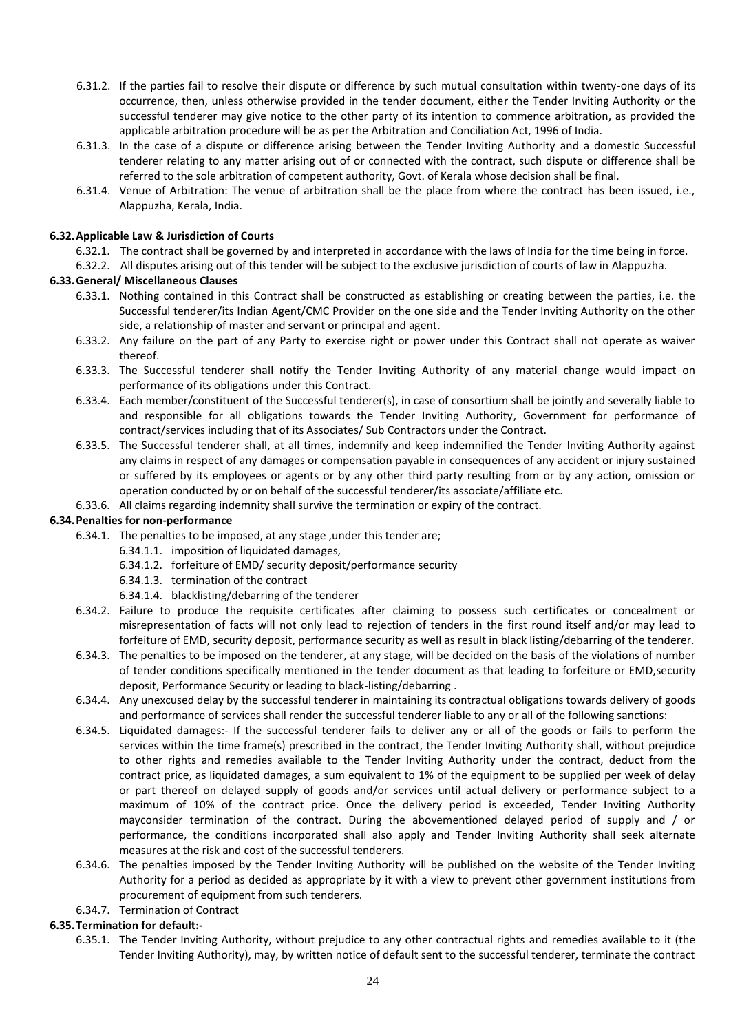6.31.2. If the parties fail to resolve their dispute or difference by such mutual consultation within twenty-one days of its occurrence, then, unless otherwise provided in the tender document, either the Tender Inviting Authority or the successful tenderer may give notice to the other party of its intention to commence arbitration, as provided the applicable arbitration procedure will be as per the Arbitration and Conciliation Act, 1996 of India.

6.31.3. In the case of a dispute or difference arising between the Tender Inviting Authority and a domestic Successful tenderer relating to any matter arising out of or connected with the contract, such dispute or difference shall be referred to the sole arbitration of competent authority, Govt. of Kerala whose decision shall be final.

6.31.4. Venue of Arbitration: The venue of arbitration shall be the place from where the contract has been issued, i.e., Alappuzha, Kerala, India.

**6.32. Applicable Law & Jurisdiction of Courts**

6.32.1. The contract shall be governed by and interpreted in accordance with the laws of India for the time being in force.

6.32.2. All disputes arising out of this tender will be subject to the exclusive jurisdiction of courts of law in Alappuzha.

**6.33. General/ Miscellaneous Clauses**

6.33.1. Nothing contained in this Contract shall be constructed as establishing or creating between the parties, i.e. the Successful tenderer/its Indian Agent/CMC Provider on the one side and the Tender Inviting Authority on the other side, a relationship of master and servant or principal and agent.

6.33.2. Any failure on the part of any Party to exercise right or power under this Contract shall not operate as waiver thereof.

6.33.3. The Successful tenderer shall notify the Tender Inviting Authority of any material change would impact on performance of its obligations under this Contract.

6.33.4. Each member/constituent of the Successful tenderer(s), in case of consortium shall be jointly and severally liable to and responsible for all obligations towards the Tender Inviting Authority, Government for performance of contract/services including that of its Associates/ Sub Contractors under the Contract.

6.33.5. The Successful tenderer shall, at all times, indemnify and keep indemnified the Tender Inviting Authority against any claims in respect of any damages or compensation payable in consequences of any accident or injury sustained or suffered by its employees or agents or by any other third party resulting from or by any action, omission or operation conducted by or on behalf of the successful tenderer/its associate/affiliate etc.

6.33.6. All claims regarding indemnity shall survive the termination or expiry of the contract.

**6.34. Penalties for non-performance**

6.34.1. The penalties to be imposed, at any stage ,under this tender are;

- 6.34.1.1. imposition of liquidated damages,
- 6.34.1.2. forfeiture of EMD/ security deposit/performance security
- 6.34.1.3. termination of the contract
- 6.34.1.4. blacklisting/debarring of the tenderer

6.34.2. Failure to produce the requisite certificates after claiming to possess such certificates or concealment or misrepresentation of facts will not only lead to rejection of tenders in the first round itself and/or may lead to forfeiture of EMD, security deposit, performance security as well as result in black listing/debarring of the tenderer.

6.34.3. The penalties to be imposed on the tenderer, at any stage, will be decided on the basis of the violations of number of tender conditions specifically mentioned in the tender document as that leading to forfeiture or EMD,security deposit, Performance Security or leading to black-listing/debarring .

6.34.4. Any unexcused delay by the successful tenderer in maintaining its contractual obligations towards delivery of goods and performance of services shall render the successful tenderer liable to any or all of the following sanctions:

6.34.5. Liquidated damages:- If the successful tenderer fails to deliver any or all of the goods or fails to perform the services within the time frame(s) prescribed in the contract, the Tender Inviting Authority shall, without prejudice to other rights and remedies available to the Tender Inviting Authority under the contract, deduct from the contract price, as liquidated damages, a sum equivalent to 1% of the equipment to be supplied per week of delay or part thereof on delayed supply of goods and/or services until actual delivery or performance subject to a maximum of 10% of the contract price. Once the delivery period is exceeded, Tender Inviting Authority mayconsider termination of the contract. During the abovementioned delayed period of supply and / or performance, the conditions incorporated shall also apply and Tender Inviting Authority shall seek alternate measures at the risk and cost of the successful tenderers.

6.34.6. The penalties imposed by the Tender Inviting Authority will be published on the website of the Tender Inviting Authority for a period as decided as appropriate by it with a view to prevent other government institutions from procurement of equipment from such tenderers.

6.34.7. Termination of Contract

**6.35. Termination for default:-**

6.35.1. The Tender Inviting Authority, without prejudice to any other contractual rights and remedies available to it (the Tender Inviting Authority), may, by written notice of default sent to the successful tenderer, terminate the contract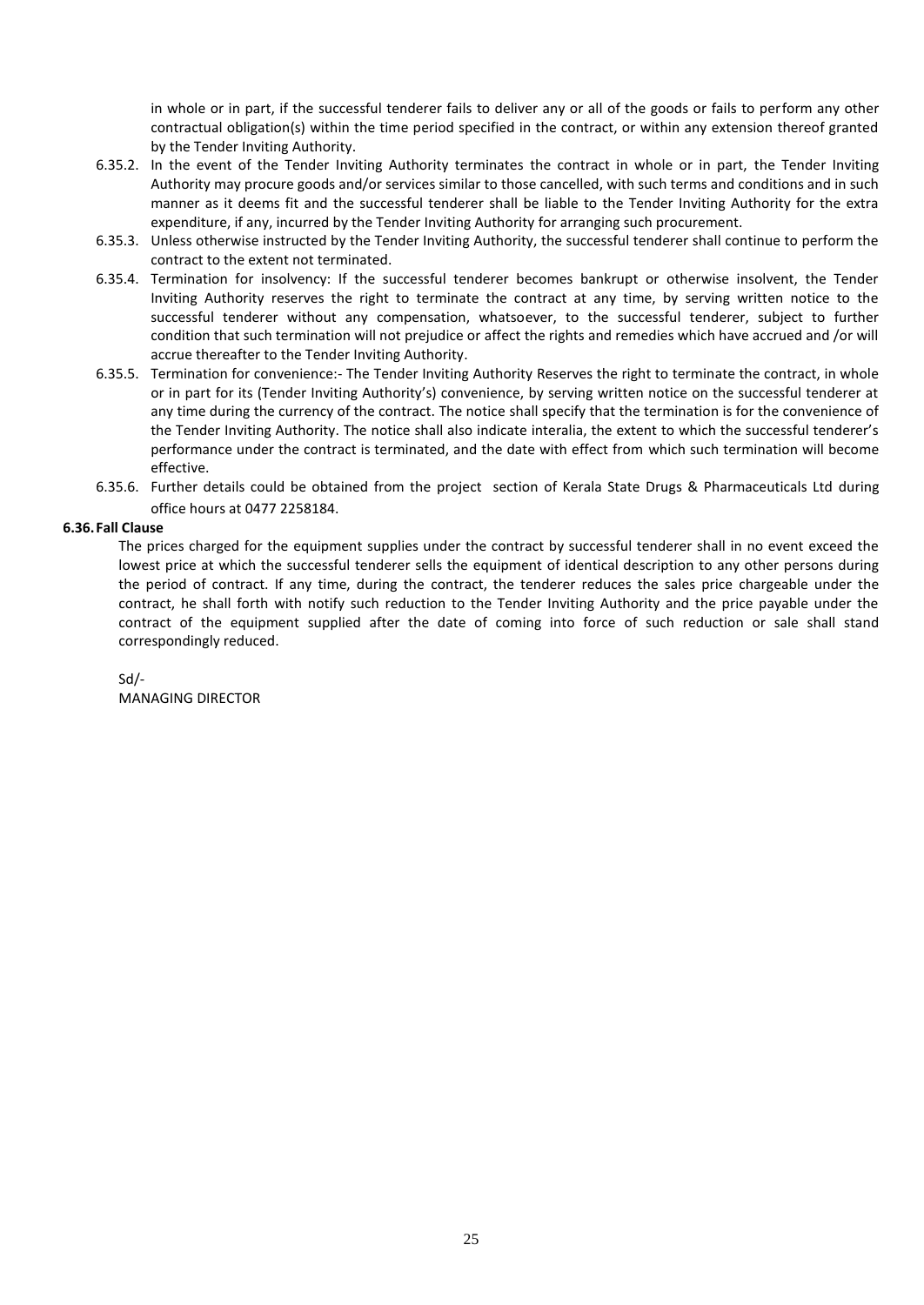in whole or in part, if the successful tenderer fails to deliver any or all of the goods or fails to perform any other contractual obligation(s) within the time period specified in the contract, or within any extension thereof granted by the Tender Inviting Authority.

6.35.2. In the event of the Tender Inviting Authority terminates the contract in whole or in part, the Tender Inviting Authority may procure goods and/or services similar to those cancelled, with such terms and conditions and in such manner as it deems fit and the successful tenderer shall be liable to the Tender Inviting Authority for the extra expenditure, if any, incurred by the Tender Inviting Authority for arranging such procurement.

6.35.3. Unless otherwise instructed by the Tender Inviting Authority, the successful tenderer shall continue to perform the contract to the extent not terminated.

6.35.4. Termination for insolvency: If the successful tenderer becomes bankrupt or otherwise insolvent, the Tender Inviting Authority reserves the right to terminate the contract at any time, by serving written notice to the successful tenderer without any compensation, whatsoever, to the successful tenderer, subject to further condition that such termination will not prejudice or affect the rights and remedies which have accrued and /or will accrue thereafter to the Tender Inviting Authority.

6.35.5. Termination for convenience:- The Tender Inviting Authority Reserves the right to terminate the contract, in whole or in part for its (Tender Inviting Authority's) convenience, by serving written notice on the successful tenderer at any time during the currency of the contract. The notice shall specify that the termination is for the convenience of the Tender Inviting Authority. The notice shall also indicate interalia, the extent to which the successful tenderer's performance under the contract is terminated, and the date with effect from which such termination will become effective.

6.35.6. Further details could be obtained from the project section of Kerala State Drugs & Pharmaceuticals Ltd during office hours at 0477 2258184.

**6.36. Fall Clause**

The prices charged for the equipment supplies under the contract by successful tenderer shall in no event exceed the lowest price at which the successful tenderer sells the equipment of identical description to any other persons during the period of contract. If any time, during the contract, the tenderer reduces the sales price chargeable under the contract, he shall forth with notify such reduction to the Tender Inviting Authority and the price payable under the contract of the equipment supplied after the date of coming into force of such reduction or sale shall stand correspondingly reduced.

Sd/-
MANAGING DIRECTOR